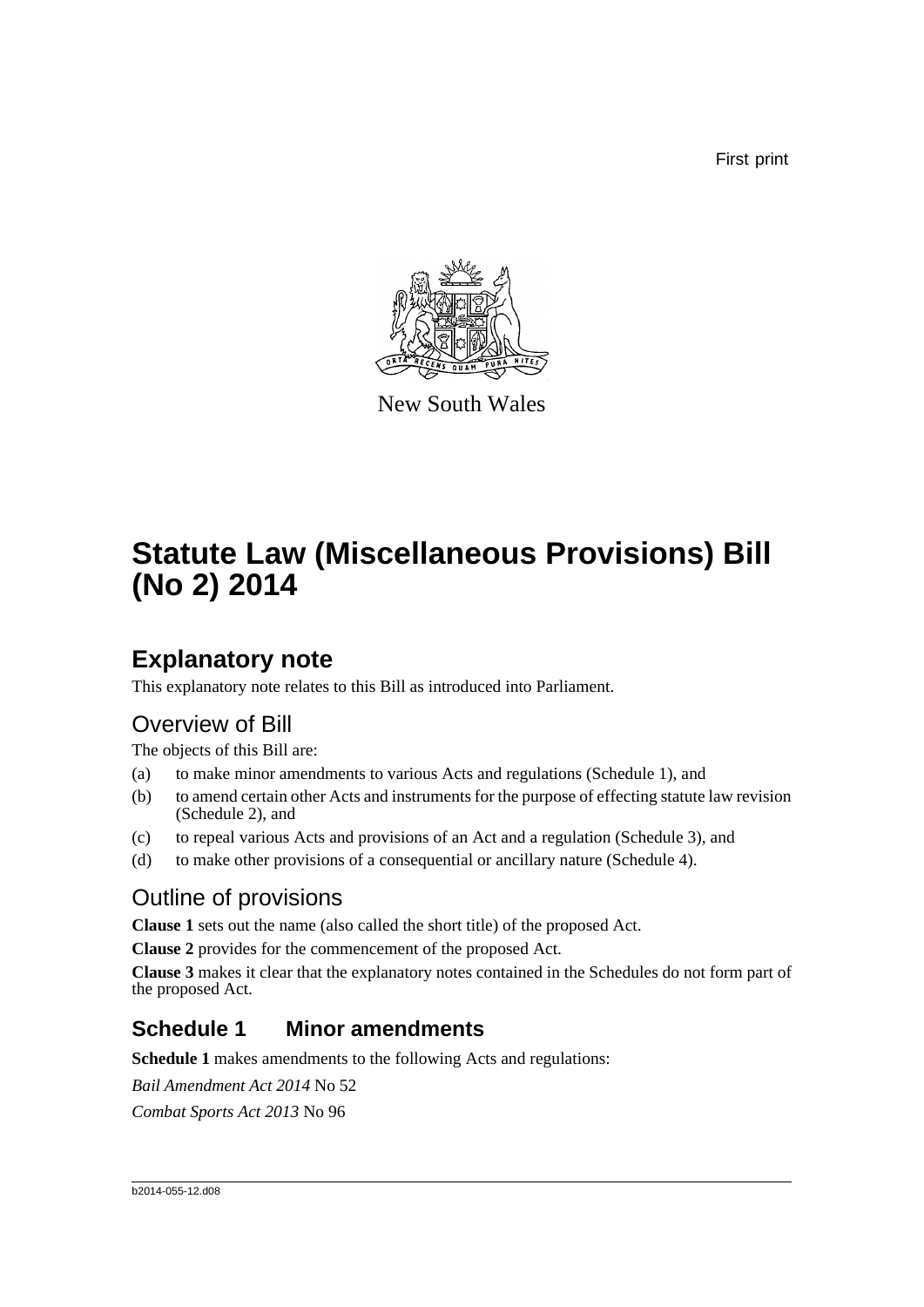First print

New South Wales

# Statute Law (Miscellaneous Provisions) Bill (No 2) 2014

## Explanatory note

This explanatory note relates to this Bill as introduced into Parliament.

## Overview of Bill

The objects of this Bill are:

(a) to make minor amendments to various Acts and regulations (Schedule 1), and

(b) to amend certain other Acts and instruments for the purpose of effecting statute law revision (Schedule 2), and

(c) to repeal various Acts and provisions of an Act and a regulation (Schedule 3), and

(d) to make other provisions of a consequential or ancillary nature (Schedule 4).

## Outline of provisions

**Clause 1** sets out the name (also called the short title) of the proposed Act.

**Clause 2** provides for the commencement of the proposed Act.

**Clause 3** makes it clear that the explanatory notes contained in the Schedules do not form part of the proposed Act.

### Schedule 1 Minor amendments

**Schedule 1** makes amendments to the following Acts and regulations:

*Bail Amendment Act 2014* No 52

*Combat Sports Act 2013* No 96

b2014-055-12.d08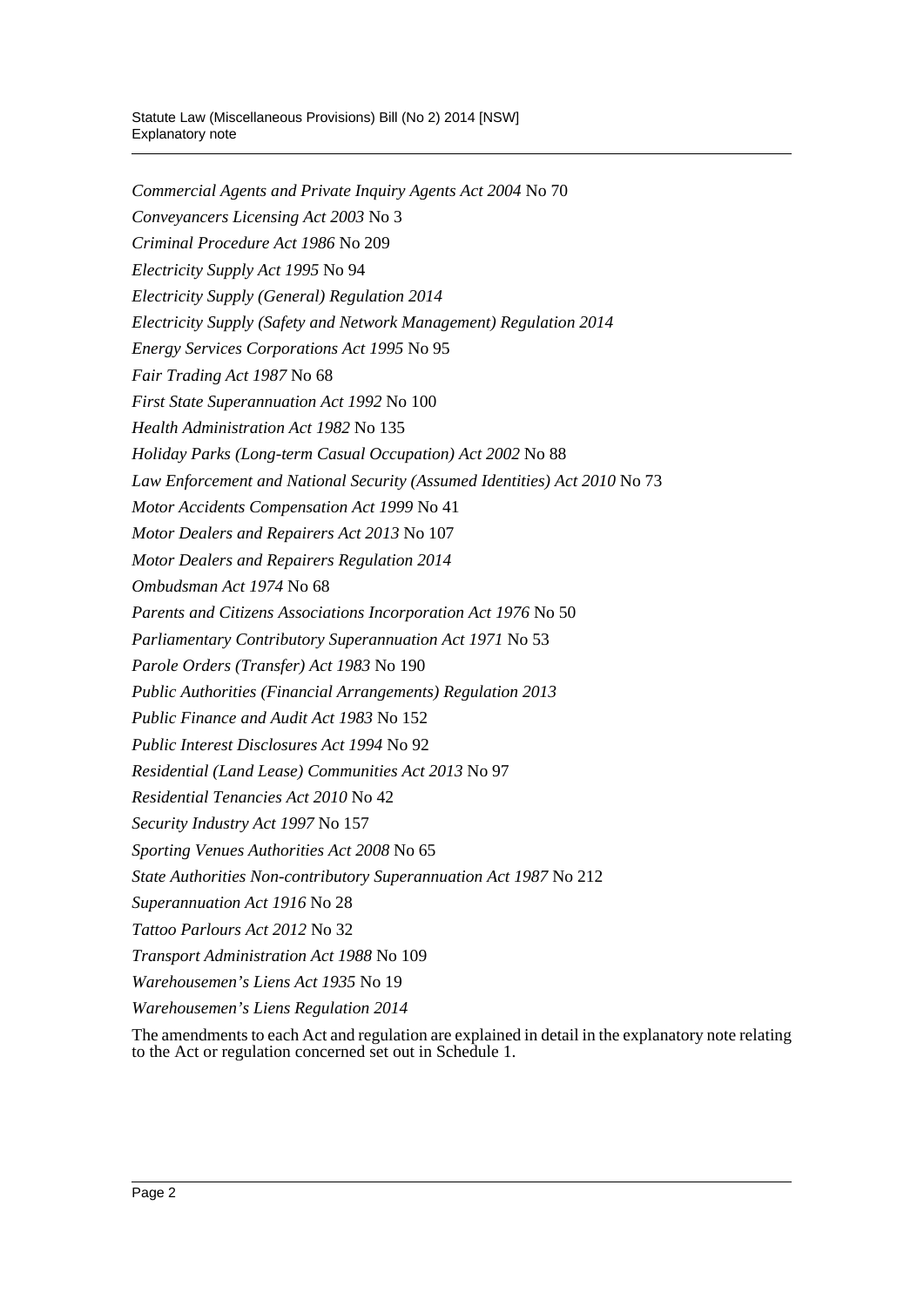*Commercial Agents and Private Inquiry Agents Act 2004* No 70

*Conveyancers Licensing Act 2003* No 3

*Criminal Procedure Act 1986* No 209

*Electricity Supply Act 1995* No 94

*Electricity Supply (General) Regulation 2014*

*Electricity Supply (Safety and Network Management) Regulation 2014*

*Energy Services Corporations Act 1995* No 95

*Fair Trading Act 1987* No 68

*First State Superannuation Act 1992* No 100

*Health Administration Act 1982* No 135

*Holiday Parks (Long-term Casual Occupation) Act 2002* No 88

*Law Enforcement and National Security (Assumed Identities) Act 2010* No 73

*Motor Accidents Compensation Act 1999* No 41

*Motor Dealers and Repairers Act 2013* No 107

*Motor Dealers and Repairers Regulation 2014*

*Ombudsman Act 1974* No 68

*Parents and Citizens Associations Incorporation Act 1976* No 50

*Parliamentary Contributory Superannuation Act 1971* No 53

*Parole Orders (Transfer) Act 1983* No 190

*Public Authorities (Financial Arrangements) Regulation 2013*

*Public Finance and Audit Act 1983* No 152

*Public Interest Disclosures Act 1994* No 92

*Residential (Land Lease) Communities Act 2013* No 97

*Residential Tenancies Act 2010* No 42

*Security Industry Act 1997* No 157

*Sporting Venues Authorities Act 2008* No 65

*State Authorities Non-contributory Superannuation Act 1987* No 212

*Superannuation Act 1916* No 28

*Tattoo Parlours Act 2012* No 32

*Transport Administration Act 1988* No 109

*Warehousemen's Liens Act 1935* No 19

*Warehousemen's Liens Regulation 2014*

The amendments to each Act and regulation are explained in detail in the explanatory note relating to the Act or regulation concerned set out in Schedule 1.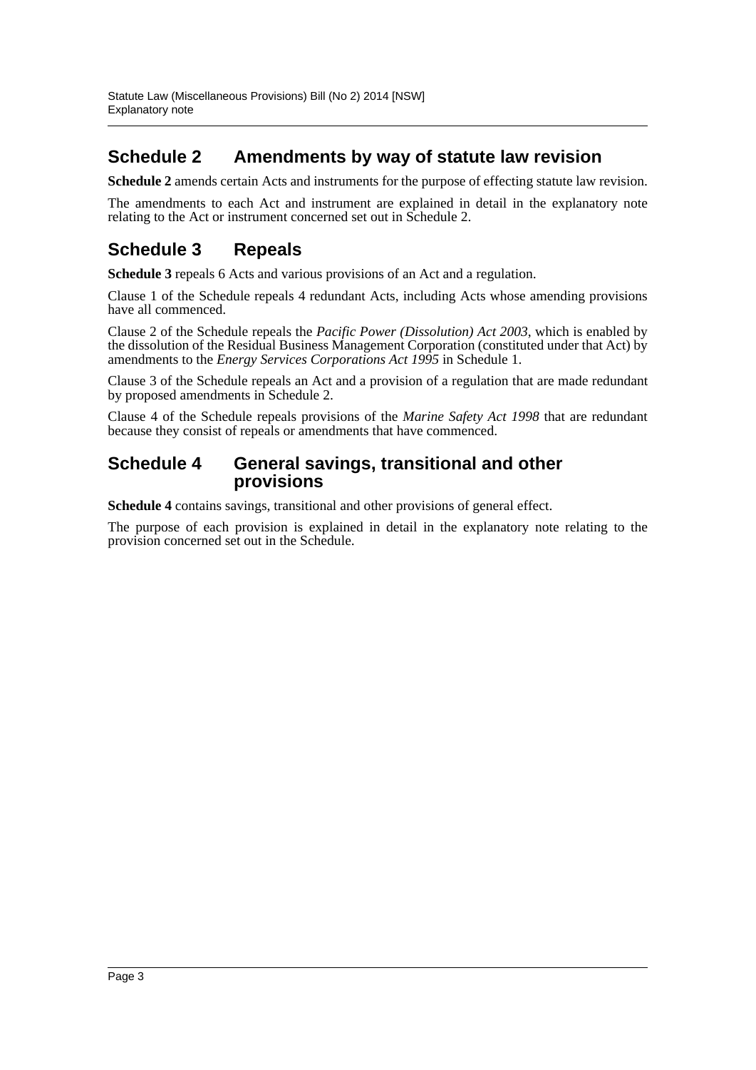## Schedule 2 Amendments by way of statute law revision

**Schedule 2** amends certain Acts and instruments for the purpose of effecting statute law revision.

The amendments to each Act and instrument are explained in detail in the explanatory note relating to the Act or instrument concerned set out in Schedule 2.

## Schedule 3 Repeals

**Schedule 3** repeals 6 Acts and various provisions of an Act and a regulation.

Clause 1 of the Schedule repeals 4 redundant Acts, including Acts whose amending provisions have all commenced.

Clause 2 of the Schedule repeals the *Pacific Power (Dissolution) Act 2003*, which is enabled by the dissolution of the Residual Business Management Corporation (constituted under that Act) by amendments to the *Energy Services Corporations Act 1995* in Schedule 1.

Clause 3 of the Schedule repeals an Act and a provision of a regulation that are made redundant by proposed amendments in Schedule 2.

Clause 4 of the Schedule repeals provisions of the *Marine Safety Act 1998* that are redundant because they consist of repeals or amendments that have commenced.

## Schedule 4 General savings, transitional and other provisions

**Schedule 4** contains savings, transitional and other provisions of general effect.

The purpose of each provision is explained in detail in the explanatory note relating to the provision concerned set out in the Schedule.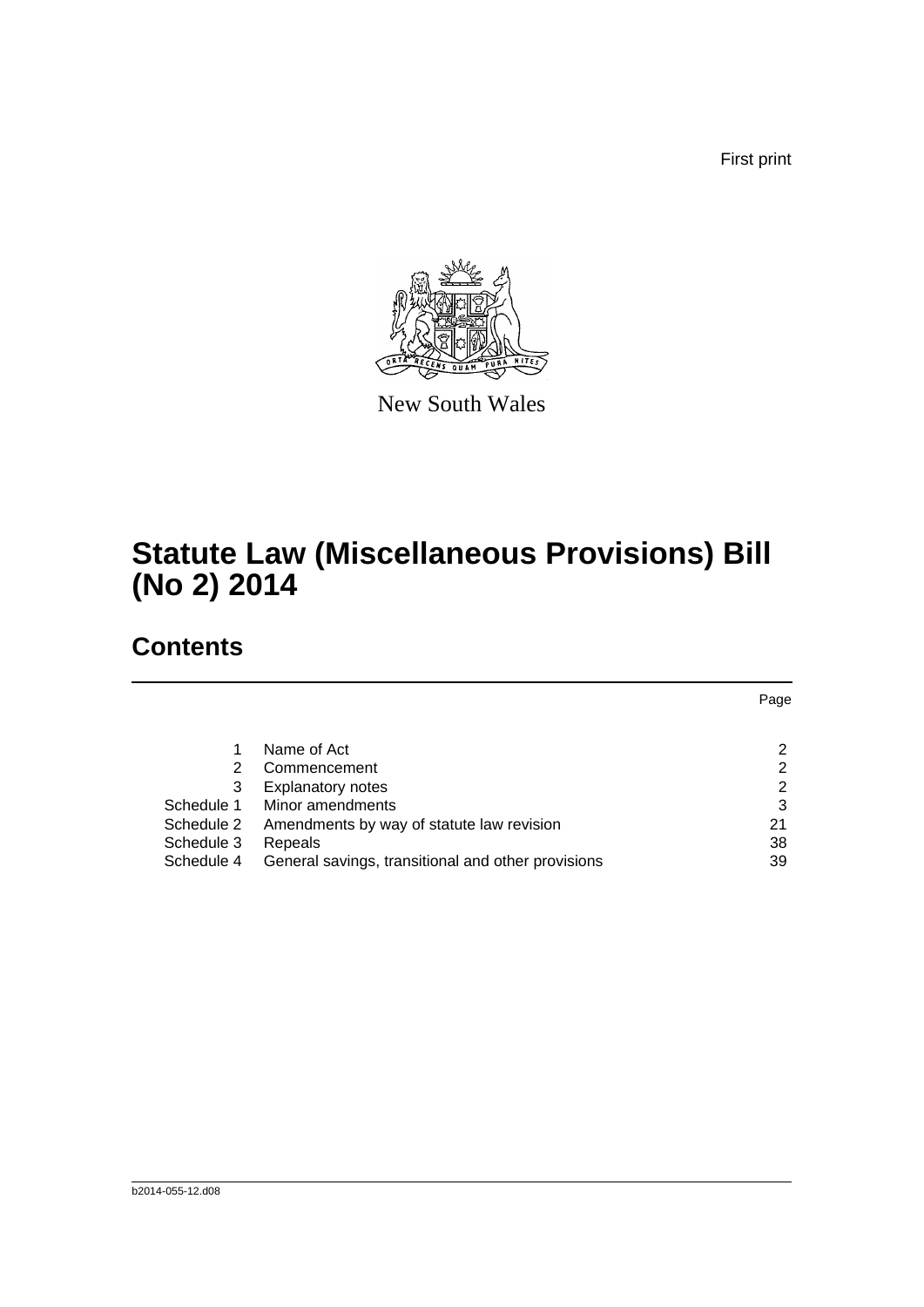First print

New South Wales

# Statute Law (Miscellaneous Provisions) Bill (No 2) 2014

## Contents

| | | Page |
|---|---|---|
| 1 | Name of Act | 2 |
| 2 | Commencement | 2 |
| 3 | Explanatory notes | 2 |
| Schedule 1 | Minor amendments | 3 |
| Schedule 2 | Amendments by way of statute law revision | 21 |
| Schedule 3 | Repeals | 38 |
| Schedule 4 | General savings, transitional and other provisions | 39 |

b2014-055-12.d08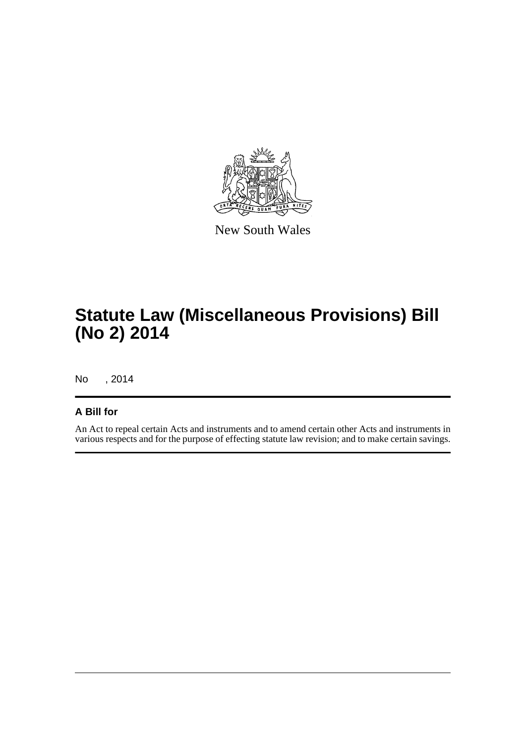New South Wales

# Statute Law (Miscellaneous Provisions) Bill (No 2) 2014

No , 2014

## A Bill for

An Act to repeal certain Acts and instruments and to amend certain other Acts and instruments in various respects and for the purpose of effecting statute law revision; and to make certain savings.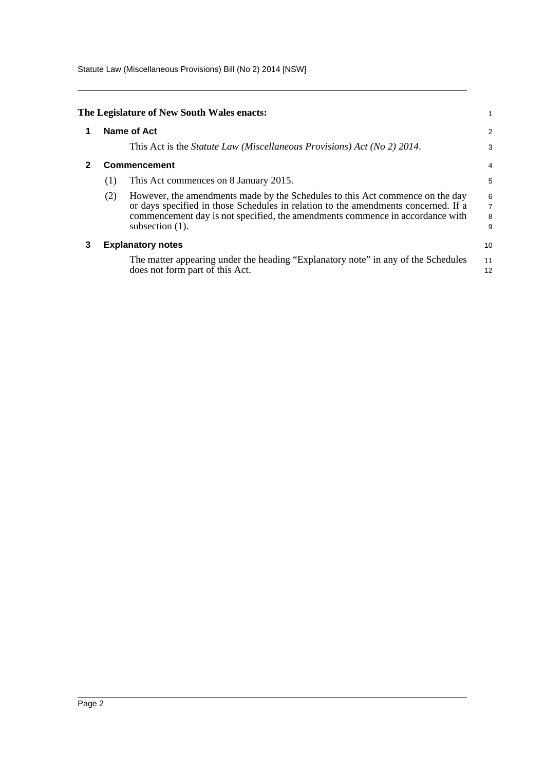**The Legislature of New South Wales enacts:**

## 1 Name of Act

This Act is the *Statute Law (Miscellaneous Provisions) Act (No 2) 2014*.

## 2 Commencement

(1) This Act commences on 8 January 2015.

(2) However, the amendments made by the Schedules to this Act commence on the day or days specified in those Schedules in relation to the amendments concerned. If a commencement day is not specified, the amendments commence in accordance with subsection (1).

## 3 Explanatory notes

The matter appearing under the heading "Explanatory note" in any of the Schedules does not form part of this Act.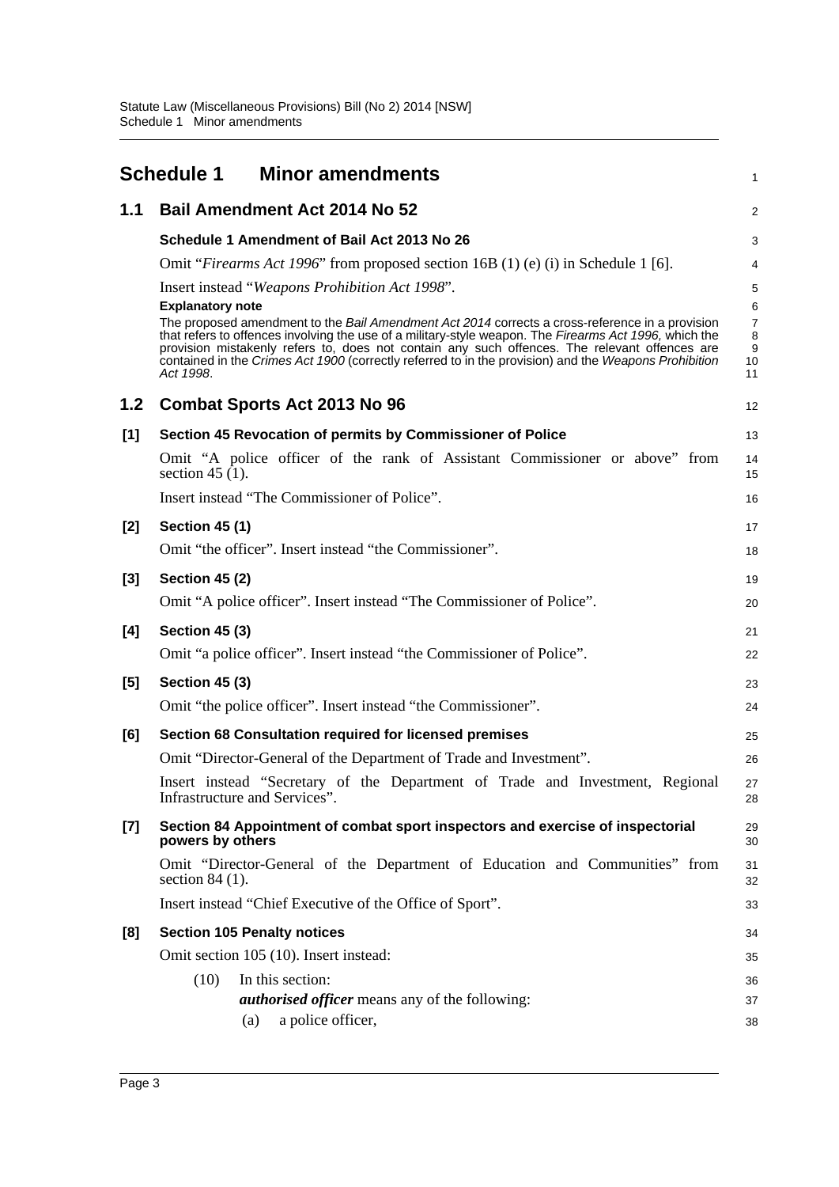# Schedule 1 Minor amendments

## 1.1 Bail Amendment Act 2014 No 52

**Schedule 1 Amendment of Bail Act 2013 No 26**

Omit "*Firearms Act 1996*" from proposed section 16B (1) (e) (i) in Schedule 1 [6].

Insert instead "*Weapons Prohibition Act 1998*".

**Explanatory note**

The proposed amendment to the *Bail Amendment Act 2014* corrects a cross-reference in a provision that refers to offences involving the use of a military-style weapon. The *Firearms Act 1996,* which the provision mistakenly refers to, does not contain any such offences. The relevant offences are contained in the *Crimes Act 1900* (correctly referred to in the provision) and the *Weapons Prohibition Act 1998*.

## 1.2 Combat Sports Act 2013 No 96

**[1] Section 45 Revocation of permits by Commissioner of Police**

Omit "A police officer of the rank of Assistant Commissioner or above" from section 45 (1).

Insert instead "The Commissioner of Police".

**[2] Section 45 (1)**

Omit "the officer". Insert instead "the Commissioner".

**[3] Section 45 (2)**

Omit "A police officer". Insert instead "The Commissioner of Police".

**[4] Section 45 (3)**

Omit "a police officer". Insert instead "the Commissioner of Police".

**[5] Section 45 (3)**

Omit "the police officer". Insert instead "the Commissioner".

**[6] Section 68 Consultation required for licensed premises**

Omit "Director-General of the Department of Trade and Investment".

Insert instead "Secretary of the Department of Trade and Investment, Regional Infrastructure and Services".

**[7] Section 84 Appointment of combat sport inspectors and exercise of inspectorial powers by others**

Omit "Director-General of the Department of Education and Communities" from section 84 (1).

Insert instead "Chief Executive of the Office of Sport".

**[8] Section 105 Penalty notices**

Omit section 105 (10). Insert instead:

(10) In this section:

***authorised officer*** means any of the following:

(a) a police officer,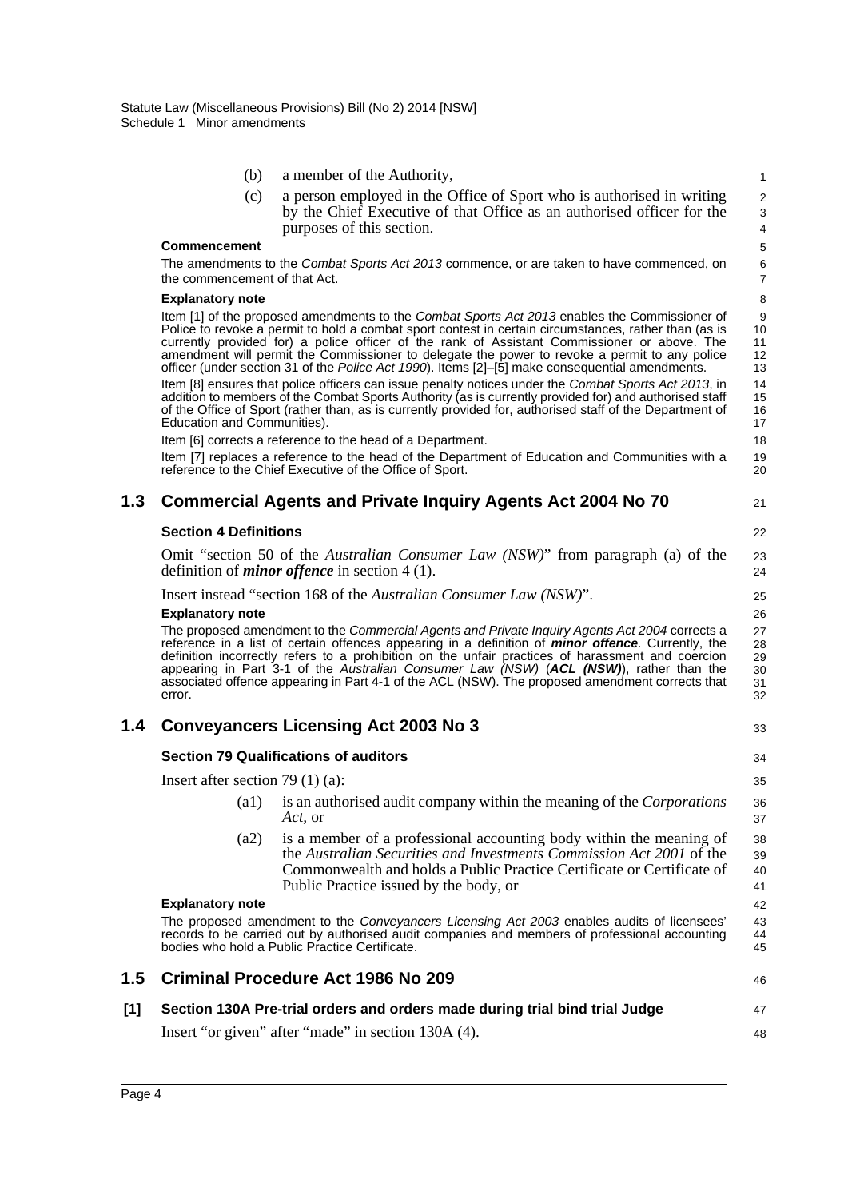(b) a member of the Authority,

(c) a person employed in the Office of Sport who is authorised in writing by the Chief Executive of that Office as an authorised officer for the purposes of this section.

**Commencement**

The amendments to the *Combat Sports Act 2013* commence, or are taken to have commenced, on the commencement of that Act.

**Explanatory note**

Item [1] of the proposed amendments to the *Combat Sports Act 2013* enables the Commissioner of Police to revoke a permit to hold a combat sport contest in certain circumstances, rather than (as is currently provided for) a police officer of the rank of Assistant Commissioner or above. The amendment will permit the Commissioner to delegate the power to revoke a permit to any police officer (under section 31 of the *Police Act 1990*). Items [2]–[5] make consequential amendments.

Item [8] ensures that police officers can issue penalty notices under the *Combat Sports Act 2013*, in addition to members of the Combat Sports Authority (as is currently provided for) and authorised staff of the Office of Sport (rather than, as is currently provided for, authorised staff of the Department of Education and Communities).

Item [6] corrects a reference to the head of a Department.

Item [7] replaces a reference to the head of the Department of Education and Communities with a reference to the Chief Executive of the Office of Sport.

## 1.3 Commercial Agents and Private Inquiry Agents Act 2004 No 70

### Section 4 Definitions

Omit "section 50 of the *Australian Consumer Law (NSW)*" from paragraph (a) of the definition of ***minor offence*** in section 4 (1).

Insert instead "section 168 of the *Australian Consumer Law (NSW)*".

**Explanatory note**

The proposed amendment to the *Commercial Agents and Private Inquiry Agents Act 2004* corrects a reference in a list of certain offences appearing in a definition of ***minor offence***. Currently, the definition incorrectly refers to a prohibition on the unfair practices of harassment and coercion appearing in Part 3-1 of the *Australian Consumer Law (NSW)* (***ACL (NSW)***), rather than the associated offence appearing in Part 4-1 of the ACL (NSW). The proposed amendment corrects that error.

## 1.4 Conveyancers Licensing Act 2003 No 3

### Section 79 Qualifications of auditors

Insert after section 79 (1) (a):

(a1) is an authorised audit company within the meaning of the *Corporations Act*, or

(a2) is a member of a professional accounting body within the meaning of the *Australian Securities and Investments Commission Act 2001* of the Commonwealth and holds a Public Practice Certificate or Certificate of Public Practice issued by the body, or

**Explanatory note**

The proposed amendment to the *Conveyancers Licensing Act 2003* enables audits of licensees' records to be carried out by authorised audit companies and members of professional accounting bodies who hold a Public Practice Certificate.

## 1.5 Criminal Procedure Act 1986 No 209

### [1] Section 130A Pre-trial orders and orders made during trial bind trial Judge

Insert "or given" after "made" in section 130A (4).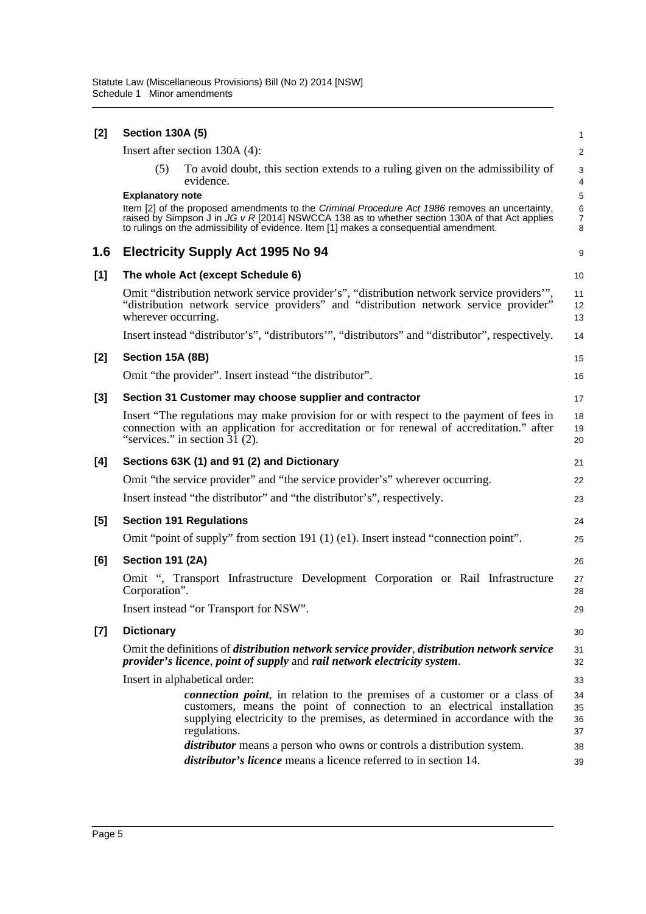**[2] Section 130A (5)**

Insert after section 130A (4):

(5) To avoid doubt, this section extends to a ruling given on the admissibility of evidence.

**Explanatory note**

Item [2] of the proposed amendments to the *Criminal Procedure Act 1986* removes an uncertainty, raised by Simpson J in *JG v R* [2014] NSWCCA 138 as to whether section 130A of that Act applies to rulings on the admissibility of evidence. Item [1] makes a consequential amendment.

## 1.6 Electricity Supply Act 1995 No 94

**[1] The whole Act (except Schedule 6)**

Omit "distribution network service provider's", "distribution network service providers'", "distribution network service providers" and "distribution network service provider" wherever occurring.

Insert instead "distributor's", "distributors'", "distributors" and "distributor", respectively.

**[2] Section 15A (8B)**

Omit "the provider". Insert instead "the distributor".

**[3] Section 31 Customer may choose supplier and contractor**

Insert "The regulations may make provision for or with respect to the payment of fees in connection with an application for accreditation or for renewal of accreditation." after "services." in section 31 (2).

**[4] Sections 63K (1) and 91 (2) and Dictionary**

Omit "the service provider" and "the service provider's" wherever occurring.

Insert instead "the distributor" and "the distributor's", respectively.

**[5] Section 191 Regulations**

Omit "point of supply" from section 191 (1) (e1). Insert instead "connection point".

**[6] Section 191 (2A)**

Omit ", Transport Infrastructure Development Corporation or Rail Infrastructure Corporation".

Insert instead "or Transport for NSW".

**[7] Dictionary**

Omit the definitions of ***distribution network service provider***, ***distribution network service provider's licence***, ***point of supply*** and ***rail network electricity system***.

Insert in alphabetical order:

***connection point***, in relation to the premises of a customer or a class of customers, means the point of connection to an electrical installation supplying electricity to the premises, as determined in accordance with the regulations.

***distributor*** means a person who owns or controls a distribution system.

***distributor's licence*** means a licence referred to in section 14.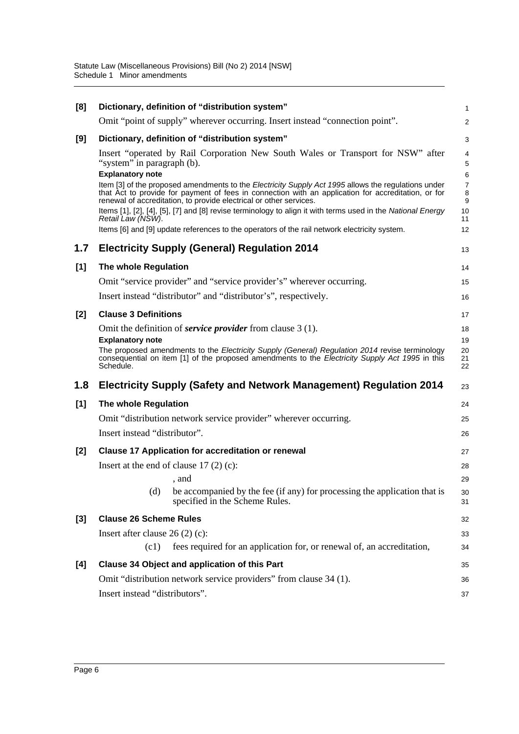**[8] Dictionary, definition of "distribution system"**

Omit "point of supply" wherever occurring. Insert instead "connection point".

**[9] Dictionary, definition of "distribution system"**

Insert "operated by Rail Corporation New South Wales or Transport for NSW" after "system" in paragraph (b).

**Explanatory note**

Item [3] of the proposed amendments to the *Electricity Supply Act 1995* allows the regulations under that Act to provide for payment of fees in connection with an application for accreditation, or for renewal of accreditation, to provide electrical or other services.

Items [1], [2], [4], [5], [7] and [8] revise terminology to align it with terms used in the *National Energy Retail Law (NSW)*.

Items [6] and [9] update references to the operators of the rail network electricity system.

## 1.7 Electricity Supply (General) Regulation 2014

**[1] The whole Regulation**

Omit "service provider" and "service provider's" wherever occurring.

Insert instead "distributor" and "distributor's", respectively.

**[2] Clause 3 Definitions**

Omit the definition of ***service provider*** from clause 3 (1).

**Explanatory note**

The proposed amendments to the *Electricity Supply (General) Regulation 2014* revise terminology consequential on item [1] of the proposed amendments to the *Electricity Supply Act 1995* in this Schedule.

## 1.8 Electricity Supply (Safety and Network Management) Regulation 2014

**[1] The whole Regulation**

Omit "distribution network service provider" wherever occurring.

Insert instead "distributor".

**[2] Clause 17 Application for accreditation or renewal**

Insert at the end of clause 17 (2) (c):

, and

(d) be accompanied by the fee (if any) for processing the application that is specified in the Scheme Rules.

**[3] Clause 26 Scheme Rules**

Insert after clause 26 (2) (c):

(c1) fees required for an application for, or renewal of, an accreditation,

**[4] Clause 34 Object and application of this Part**

Omit "distribution network service providers" from clause 34 (1).

Insert instead "distributors".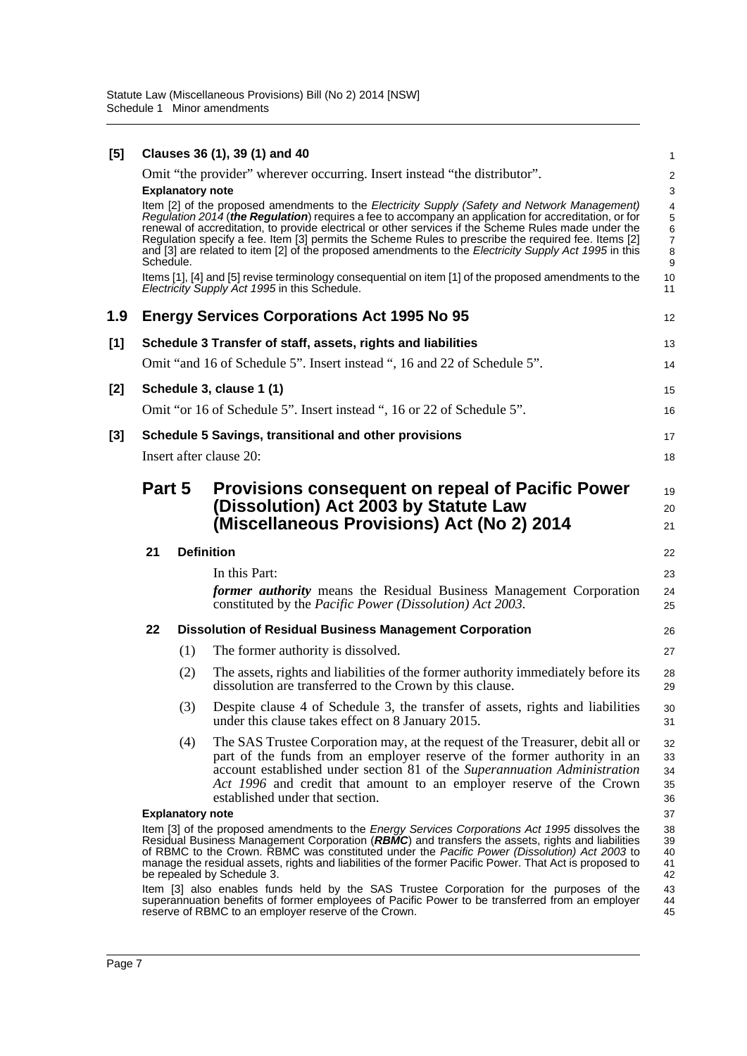**[5] Clauses 36 (1), 39 (1) and 40**

Omit “the provider” wherever occurring. Insert instead “the distributor”.

**Explanatory note**

Item [2] of the proposed amendments to the *Electricity Supply (Safety and Network Management) Regulation 2014* (***the Regulation***) requires a fee to accompany an application for accreditation, or for renewal of accreditation, to provide electrical or other services if the Scheme Rules made under the Regulation specify a fee. Item [3] permits the Scheme Rules to prescribe the required fee. Items [2] and [3] are related to item [2] of the proposed amendments to the *Electricity Supply Act 1995* in this Schedule.

Items [1], [4] and [5] revise terminology consequential on item [1] of the proposed amendments to the *Electricity Supply Act 1995* in this Schedule.

## 1.9 Energy Services Corporations Act 1995 No 95

**[1] Schedule 3 Transfer of staff, assets, rights and liabilities**

Omit “and 16 of Schedule 5”. Insert instead “, 16 and 22 of Schedule 5”.

**[2] Schedule 3, clause 1 (1)**

Omit “or 16 of Schedule 5”. Insert instead “, 16 or 22 of Schedule 5”.

**[3] Schedule 5 Savings, transitional and other provisions**

Insert after clause 20:

### Part 5 Provisions consequent on repeal of Pacific Power (Dissolution) Act 2003 by Statute Law (Miscellaneous Provisions) Act (No 2) 2014

**21 Definition**

In this Part:

***former authority*** means the Residual Business Management Corporation constituted by the *Pacific Power (Dissolution) Act 2003*.

**22 Dissolution of Residual Business Management Corporation**

(1) The former authority is dissolved.

(2) The assets, rights and liabilities of the former authority immediately before its dissolution are transferred to the Crown by this clause.

(3) Despite clause 4 of Schedule 3, the transfer of assets, rights and liabilities under this clause takes effect on 8 January 2015.

(4) The SAS Trustee Corporation may, at the request of the Treasurer, debit all or part of the funds from an employer reserve of the former authority in an account established under section 81 of the *Superannuation Administration Act 1996* and credit that amount to an employer reserve of the Crown established under that section.

**Explanatory note**

Item [3] of the proposed amendments to the *Energy Services Corporations Act 1995* dissolves the Residual Business Management Corporation (***RBMC***) and transfers the assets, rights and liabilities of RBMC to the Crown. RBMC was constituted under the *Pacific Power (Dissolution) Act 2003* to manage the residual assets, rights and liabilities of the former Pacific Power. That Act is proposed to be repealed by Schedule 3.

Item [3] also enables funds held by the SAS Trustee Corporation for the purposes of the superannuation benefits of former employees of Pacific Power to be transferred from an employer reserve of RBMC to an employer reserve of the Crown.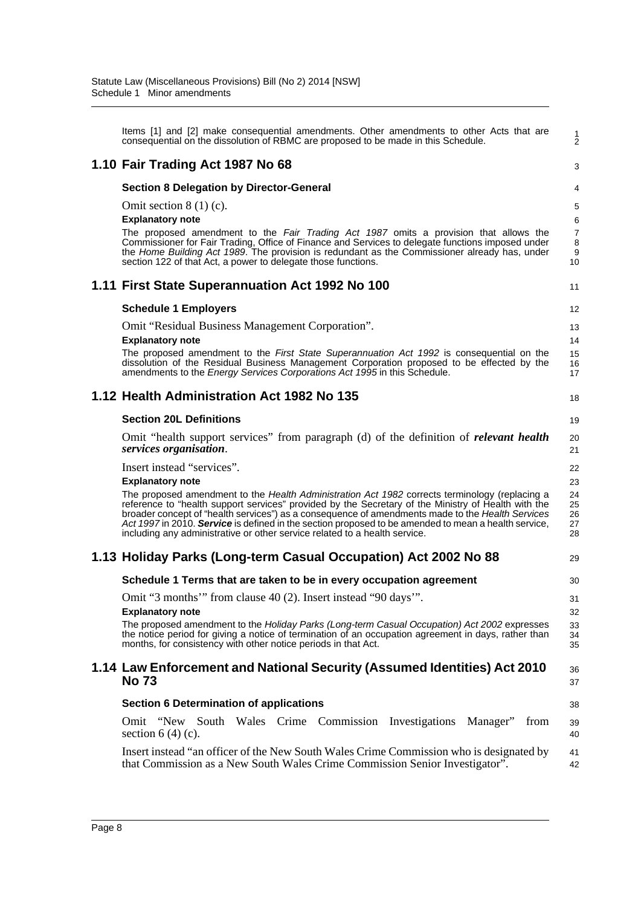Items [1] and [2] make consequential amendments. Other amendments to other Acts that are consequential on the dissolution of RBMC are proposed to be made in this Schedule.

## 1.10 Fair Trading Act 1987 No 68

### Section 8 Delegation by Director-General

Omit section 8 (1) (c).

**Explanatory note**

The proposed amendment to the *Fair Trading Act 1987* omits a provision that allows the Commissioner for Fair Trading, Office of Finance and Services to delegate functions imposed under the *Home Building Act 1989*. The provision is redundant as the Commissioner already has, under section 122 of that Act, a power to delegate those functions.

## 1.11 First State Superannuation Act 1992 No 100

### Schedule 1 Employers

Omit "Residual Business Management Corporation".

**Explanatory note**

The proposed amendment to the *First State Superannuation Act 1992* is consequential on the dissolution of the Residual Business Management Corporation proposed to be effected by the amendments to the *Energy Services Corporations Act 1995* in this Schedule.

## 1.12 Health Administration Act 1982 No 135

### Section 20L Definitions

Omit "health support services" from paragraph (d) of the definition of ***relevant health services organisation***.

Insert instead "services".

**Explanatory note**

The proposed amendment to the *Health Administration Act 1982* corrects terminology (replacing a reference to "health support services" provided by the Secretary of the Ministry of Health with the broader concept of "health services") as a consequence of amendments made to the *Health Services Act 1997* in 2010. ***Service*** is defined in the section proposed to be amended to mean a health service, including any administrative or other service related to a health service.

## 1.13 Holiday Parks (Long-term Casual Occupation) Act 2002 No 88

### Schedule 1 Terms that are taken to be in every occupation agreement

Omit "3 months'" from clause 40 (2). Insert instead "90 days'".

**Explanatory note**

The proposed amendment to the *Holiday Parks (Long-term Casual Occupation) Act 2002* expresses the notice period for giving a notice of termination of an occupation agreement in days, rather than months, for consistency with other notice periods in that Act.

## 1.14 Law Enforcement and National Security (Assumed Identities) Act 2010 No 73

### Section 6 Determination of applications

Omit "New South Wales Crime Commission Investigations Manager" from section 6 (4) (c).

Insert instead "an officer of the New South Wales Crime Commission who is designated by that Commission as a New South Wales Crime Commission Senior Investigator".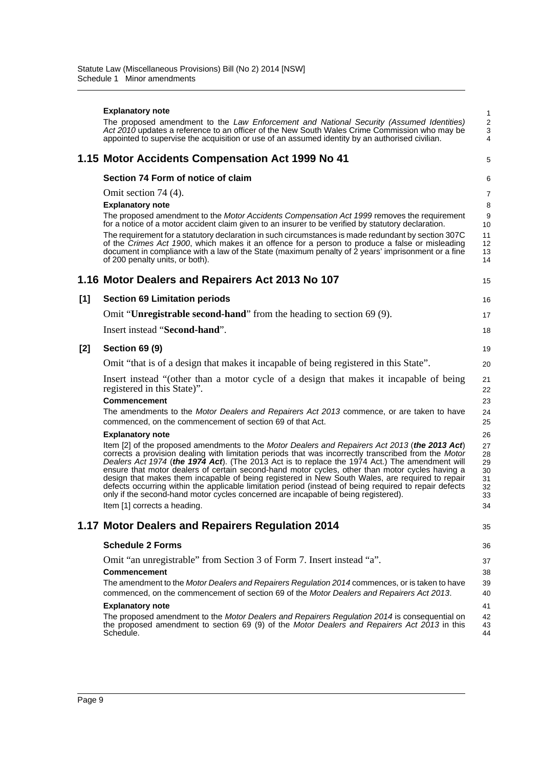**Explanatory note**

The proposed amendment to the *Law Enforcement and National Security (Assumed Identities) Act 2010* updates a reference to an officer of the New South Wales Crime Commission who may be appointed to supervise the acquisition or use of an assumed identity by an authorised civilian.

## 1.15 Motor Accidents Compensation Act 1999 No 41

### Section 74 Form of notice of claim

Omit section 74 (4).

**Explanatory note**

The proposed amendment to the *Motor Accidents Compensation Act 1999* removes the requirement for a notice of a motor accident claim given to an insurer to be verified by statutory declaration.

The requirement for a statutory declaration in such circumstances is made redundant by section 307C of the *Crimes Act 1900*, which makes it an offence for a person to produce a false or misleading document in compliance with a law of the State (maximum penalty of 2 years' imprisonment or a fine of 200 penalty units, or both).

## 1.16 Motor Dealers and Repairers Act 2013 No 107

### [1] Section 69 Limitation periods

Omit "**Unregistrable second-hand**" from the heading to section 69 (9).

Insert instead "**Second-hand**".

### [2] Section 69 (9)

Omit "that is of a design that makes it incapable of being registered in this State".

Insert instead "(other than a motor cycle of a design that makes it incapable of being registered in this State)".

**Commencement**

The amendments to the *Motor Dealers and Repairers Act 2013* commence, or are taken to have commenced, on the commencement of section 69 of that Act.

**Explanatory note**

Item [2] of the proposed amendments to the *Motor Dealers and Repairers Act 2013* (***the 2013 Act***) corrects a provision dealing with limitation periods that was incorrectly transcribed from the *Motor Dealers Act 1974* (***the 1974 Act***). (The 2013 Act is to replace the 1974 Act.) The amendment will ensure that motor dealers of certain second-hand motor cycles, other than motor cycles having a design that makes them incapable of being registered in New South Wales, are required to repair defects occurring within the applicable limitation period (instead of being required to repair defects only if the second-hand motor cycles concerned are incapable of being registered).

Item [1] corrects a heading.

## 1.17 Motor Dealers and Repairers Regulation 2014

### Schedule 2 Forms

Omit "an unregistrable" from Section 3 of Form 7. Insert instead "a".

**Commencement**

The amendment to the *Motor Dealers and Repairers Regulation 2014* commences, or is taken to have commenced, on the commencement of section 69 of the *Motor Dealers and Repairers Act 2013*.

**Explanatory note**

The proposed amendment to the *Motor Dealers and Repairers Regulation 2014* is consequential on the proposed amendment to section 69 (9) of the *Motor Dealers and Repairers Act 2013* in this Schedule.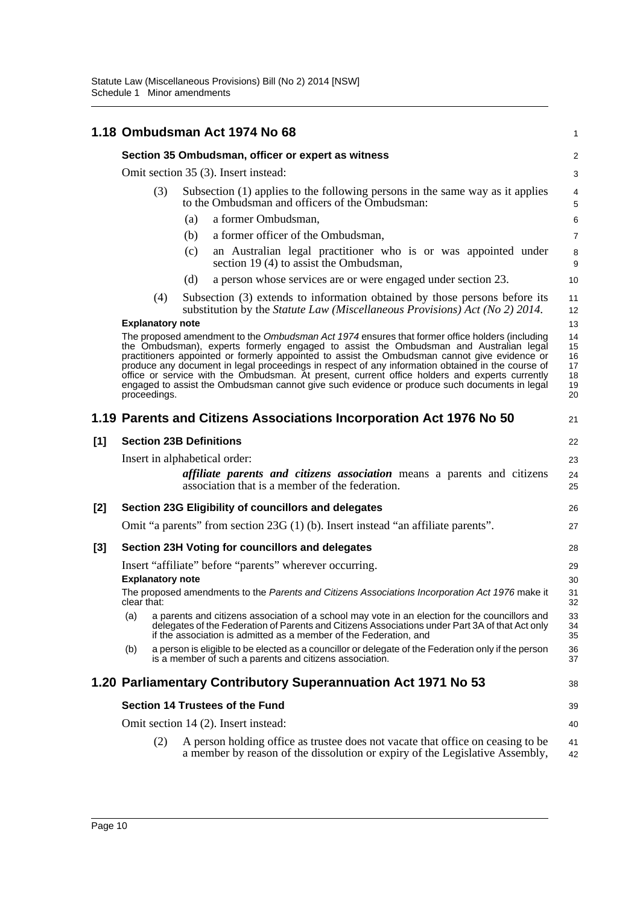## 1.18 Ombudsman Act 1974 No 68

### Section 35 Ombudsman, officer or expert as witness

Omit section 35 (3). Insert instead:

(3) Subsection (1) applies to the following persons in the same way as it applies to the Ombudsman and officers of the Ombudsman:

(a) a former Ombudsman,

(b) a former officer of the Ombudsman,

(c) an Australian legal practitioner who is or was appointed under section 19 (4) to assist the Ombudsman,

(d) a person whose services are or were engaged under section 23.

(4) Subsection (3) extends to information obtained by those persons before its substitution by the *Statute Law (Miscellaneous Provisions) Act (No 2) 2014*.

**Explanatory note**

The proposed amendment to the *Ombudsman Act 1974* ensures that former office holders (including the Ombudsman), experts formerly engaged to assist the Ombudsman and Australian legal practitioners appointed or formerly appointed to assist the Ombudsman cannot give evidence or produce any document in legal proceedings in respect of any information obtained in the course of office or service with the Ombudsman. At present, current office holders and experts currently engaged to assist the Ombudsman cannot give such evidence or produce such documents in legal proceedings.

## 1.19 Parents and Citizens Associations Incorporation Act 1976 No 50

### [1] Section 23B Definitions

Insert in alphabetical order:

***affiliate parents and citizens association*** means a parents and citizens association that is a member of the federation.

### [2] Section 23G Eligibility of councillors and delegates

Omit "a parents" from section 23G (1) (b). Insert instead "an affiliate parents".

### [3] Section 23H Voting for councillors and delegates

Insert "affiliate" before "parents" wherever occurring.

**Explanatory note**

The proposed amendments to the *Parents and Citizens Associations Incorporation Act 1976* make it clear that:

(a) a parents and citizens association of a school may vote in an election for the councillors and delegates of the Federation of Parents and Citizens Associations under Part 3A of that Act only if the association is admitted as a member of the Federation, and

(b) a person is eligible to be elected as a councillor or delegate of the Federation only if the person is a member of such a parents and citizens association.

## 1.20 Parliamentary Contributory Superannuation Act 1971 No 53

### Section 14 Trustees of the Fund

Omit section 14 (2). Insert instead:

(2) A person holding office as trustee does not vacate that office on ceasing to be a member by reason of the dissolution or expiry of the Legislative Assembly,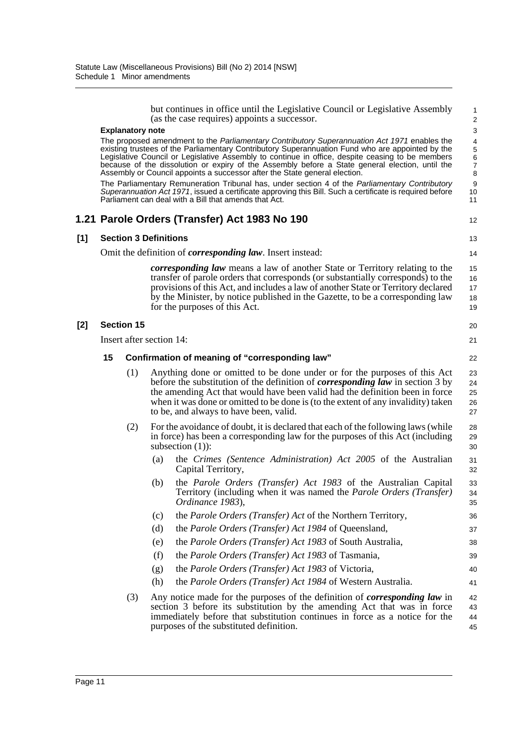but continues in office until the Legislative Council or Legislative Assembly (as the case requires) appoints a successor.

**Explanatory note**

The proposed amendment to the *Parliamentary Contributory Superannuation Act 1971* enables the existing trustees of the Parliamentary Contributory Superannuation Fund who are appointed by the Legislative Council or Legislative Assembly to continue in office, despite ceasing to be members because of the dissolution or expiry of the Assembly before a State general election, until the Assembly or Council appoints a successor after the State general election.

The Parliamentary Remuneration Tribunal has, under section 4 of the *Parliamentary Contributory Superannuation Act 1971*, issued a certificate approving this Bill. Such a certificate is required before Parliament can deal with a Bill that amends that Act.

## 1.21 Parole Orders (Transfer) Act 1983 No 190

### [1] Section 3 Definitions

Omit the definition of ***corresponding law***. Insert instead:

> ***corresponding law*** means a law of another State or Territory relating to the transfer of parole orders that corresponds (or substantially corresponds) to the provisions of this Act, and includes a law of another State or Territory declared by the Minister, by notice published in the Gazette, to be a corresponding law for the purposes of this Act.

### [2] Section 15

Insert after section 14:

**15 Confirmation of meaning of "corresponding law"**

(1) Anything done or omitted to be done under or for the purposes of this Act before the substitution of the definition of ***corresponding law*** in section 3 by the amending Act that would have been valid had the definition been in force when it was done or omitted to be done is (to the extent of any invalidity) taken to be, and always to have been, valid.

(2) For the avoidance of doubt, it is declared that each of the following laws (while in force) has been a corresponding law for the purposes of this Act (including subsection (1)):

- (a) the *Crimes (Sentence Administration) Act 2005* of the Australian Capital Territory,
- (b) the *Parole Orders (Transfer) Act 1983* of the Australian Capital Territory (including when it was named the *Parole Orders (Transfer) Ordinance 1983*),
- (c) the *Parole Orders (Transfer) Act* of the Northern Territory,
- (d) the *Parole Orders (Transfer) Act 1984* of Queensland,
- (e) the *Parole Orders (Transfer) Act 1983* of South Australia,
- (f) the *Parole Orders (Transfer) Act 1983* of Tasmania,
- (g) the *Parole Orders (Transfer) Act 1983* of Victoria,
- (h) the *Parole Orders (Transfer) Act 1984* of Western Australia.

(3) Any notice made for the purposes of the definition of ***corresponding law*** in section 3 before its substitution by the amending Act that was in force immediately before that substitution continues in force as a notice for the purposes of the substituted definition.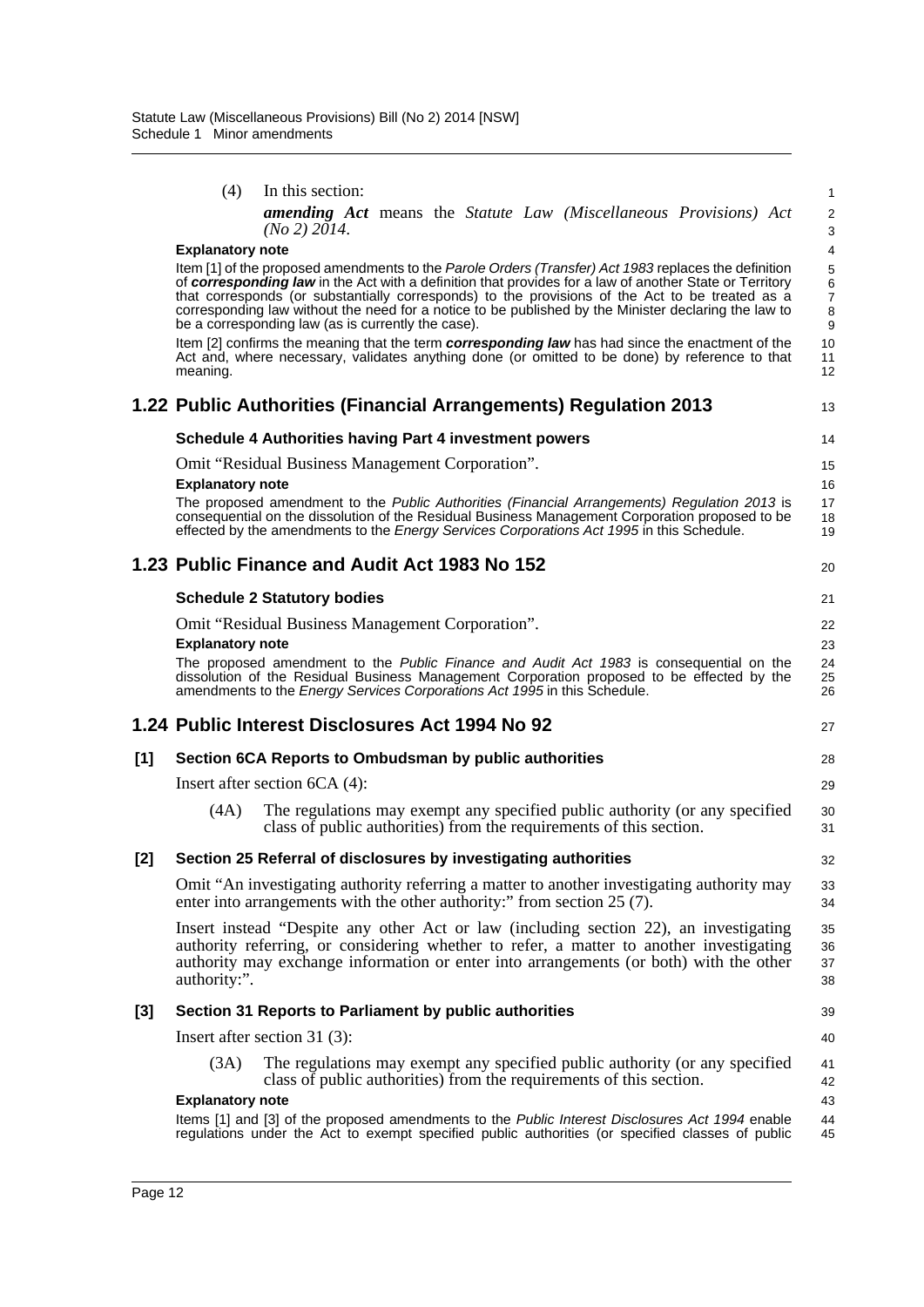(4) In this section:

***amending Act*** means the *Statute Law (Miscellaneous Provisions) Act (No 2) 2014*.

**Explanatory note**

Item [1] of the proposed amendments to the *Parole Orders (Transfer) Act 1983* replaces the definition of ***corresponding law*** in the Act with a definition that provides for a law of another State or Territory that corresponds (or substantially corresponds) to the provisions of the Act to be treated as a corresponding law without the need for a notice to be published by the Minister declaring the law to be a corresponding law (as is currently the case).

Item [2] confirms the meaning that the term ***corresponding law*** has had since the enactment of the Act and, where necessary, validates anything done (or omitted to be done) by reference to that meaning.

## 1.22 Public Authorities (Financial Arrangements) Regulation 2013

### Schedule 4 Authorities having Part 4 investment powers

Omit "Residual Business Management Corporation".

**Explanatory note**

The proposed amendment to the *Public Authorities (Financial Arrangements) Regulation 2013* is consequential on the dissolution of the Residual Business Management Corporation proposed to be effected by the amendments to the *Energy Services Corporations Act 1995* in this Schedule.

## 1.23 Public Finance and Audit Act 1983 No 152

### Schedule 2 Statutory bodies

Omit "Residual Business Management Corporation".

**Explanatory note**

The proposed amendment to the *Public Finance and Audit Act 1983* is consequential on the dissolution of the Residual Business Management Corporation proposed to be effected by the amendments to the *Energy Services Corporations Act 1995* in this Schedule.

## 1.24 Public Interest Disclosures Act 1994 No 92

### [1] Section 6CA Reports to Ombudsman by public authorities

Insert after section 6CA (4):

(4A) The regulations may exempt any specified public authority (or any specified class of public authorities) from the requirements of this section.

### [2] Section 25 Referral of disclosures by investigating authorities

Omit "An investigating authority referring a matter to another investigating authority may enter into arrangements with the other authority:" from section 25 (7).

Insert instead "Despite any other Act or law (including section 22), an investigating authority referring, or considering whether to refer, a matter to another investigating authority may exchange information or enter into arrangements (or both) with the other authority:".

### [3] Section 31 Reports to Parliament by public authorities

Insert after section 31 (3):

(3A) The regulations may exempt any specified public authority (or any specified class of public authorities) from the requirements of this section.

**Explanatory note**

Items [1] and [3] of the proposed amendments to the *Public Interest Disclosures Act 1994* enable regulations under the Act to exempt specified public authorities (or specified classes of public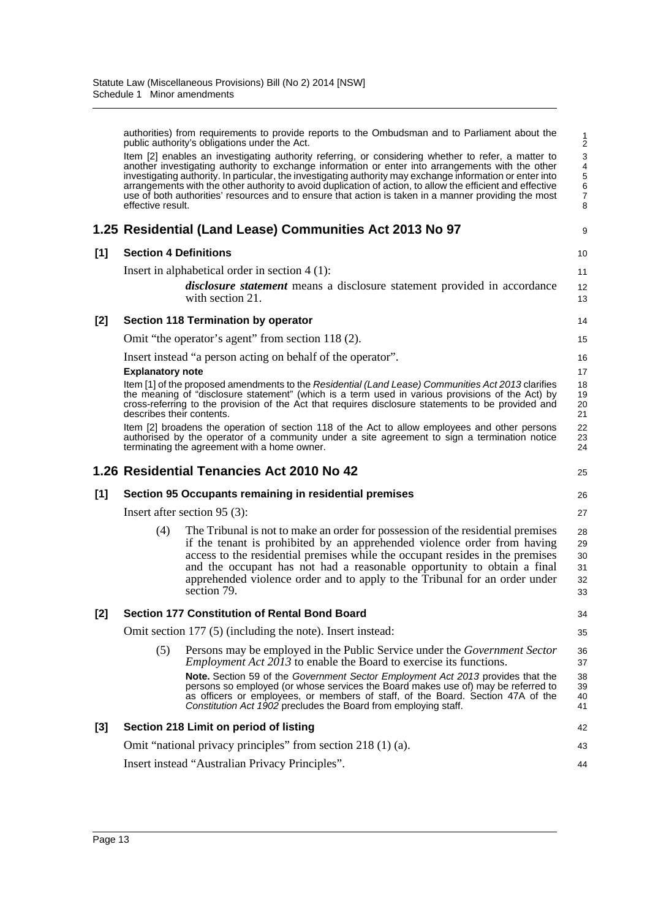authorities) from requirements to provide reports to the Ombudsman and to Parliament about the public authority's obligations under the Act.

Item [2] enables an investigating authority referring, or considering whether to refer, a matter to another investigating authority to exchange information or enter into arrangements with the other investigating authority. In particular, the investigating authority may exchange information or enter into arrangements with the other authority to avoid duplication of action, to allow the efficient and effective use of both authorities' resources and to ensure that action is taken in a manner providing the most effective result.

## 1.25 Residential (Land Lease) Communities Act 2013 No 97

### [1] Section 4 Definitions

Insert in alphabetical order in section 4 (1):

> ***disclosure statement*** means a disclosure statement provided in accordance with section 21.

### [2] Section 118 Termination by operator

Omit "the operator's agent" from section 118 (2).

Insert instead "a person acting on behalf of the operator".

**Explanatory note**

Item [1] of the proposed amendments to the *Residential (Land Lease) Communities Act 2013* clarifies the meaning of "disclosure statement" (which is a term used in various provisions of the Act) by cross-referring to the provision of the Act that requires disclosure statements to be provided and describes their contents.

Item [2] broadens the operation of section 118 of the Act to allow employees and other persons authorised by the operator of a community under a site agreement to sign a termination notice terminating the agreement with a home owner.

## 1.26 Residential Tenancies Act 2010 No 42

### [1] Section 95 Occupants remaining in residential premises

Insert after section 95 (3):

> (4) The Tribunal is not to make an order for possession of the residential premises if the tenant is prohibited by an apprehended violence order from having access to the residential premises while the occupant resides in the premises and the occupant has not had a reasonable opportunity to obtain a final apprehended violence order and to apply to the Tribunal for an order under section 79.

### [2] Section 177 Constitution of Rental Bond Board

Omit section 177 (5) (including the note). Insert instead:

> (5) Persons may be employed in the Public Service under the *Government Sector Employment Act 2013* to enable the Board to exercise its functions.
>
> **Note.** Section 59 of the *Government Sector Employment Act 2013* provides that the persons so employed (or whose services the Board makes use of) may be referred to as officers or employees, or members of staff, of the Board. Section 47A of the *Constitution Act 1902* precludes the Board from employing staff.

### [3] Section 218 Limit on period of listing

Omit "national privacy principles" from section 218 (1) (a).

Insert instead "Australian Privacy Principles".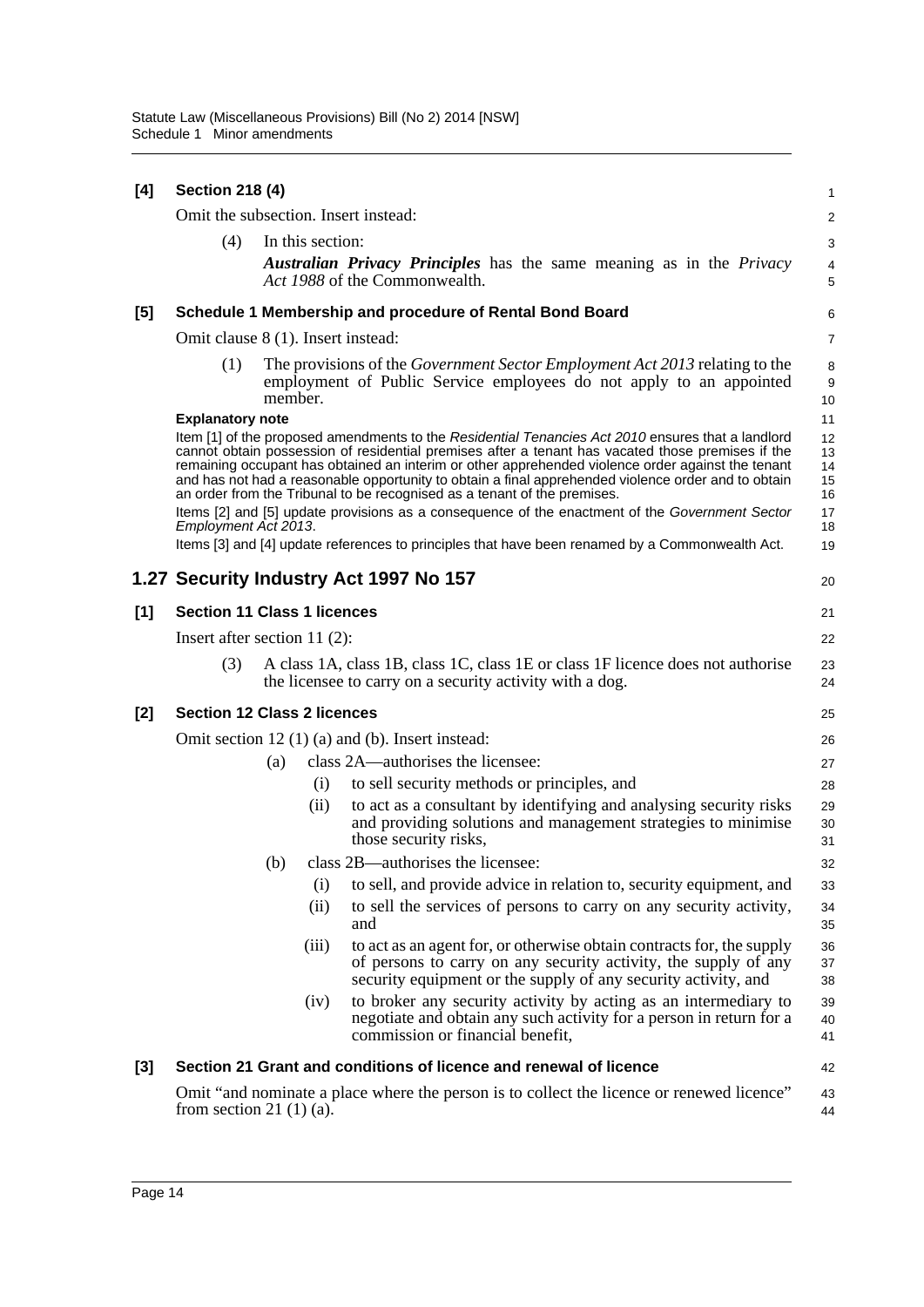**[4] Section 218 (4)**

Omit the subsection. Insert instead:

(4) In this section:

***Australian Privacy Principles*** has the same meaning as in the *Privacy Act 1988* of the Commonwealth.

**[5] Schedule 1 Membership and procedure of Rental Bond Board**

Omit clause 8 (1). Insert instead:

(1) The provisions of the *Government Sector Employment Act 2013* relating to the employment of Public Service employees do not apply to an appointed member.

**Explanatory note**

Item [1] of the proposed amendments to the *Residential Tenancies Act 2010* ensures that a landlord cannot obtain possession of residential premises after a tenant has vacated those premises if the remaining occupant has obtained an interim or other apprehended violence order against the tenant and has not had a reasonable opportunity to obtain a final apprehended violence order and to obtain an order from the Tribunal to be recognised as a tenant of the premises.

Items [2] and [5] update provisions as a consequence of the enactment of the *Government Sector Employment Act 2013*.

Items [3] and [4] update references to principles that have been renamed by a Commonwealth Act.

## 1.27 Security Industry Act 1997 No 157

**[1] Section 11 Class 1 licences**

Insert after section 11 (2):

(3) A class 1A, class 1B, class 1C, class 1E or class 1F licence does not authorise the licensee to carry on a security activity with a dog.

**[2] Section 12 Class 2 licences**

Omit section 12 (1) (a) and (b). Insert instead:

(a) class 2A—authorises the licensee:

(i) to sell security methods or principles, and

(ii) to act as a consultant by identifying and analysing security risks and providing solutions and management strategies to minimise those security risks,

(b) class 2B—authorises the licensee:

(i) to sell, and provide advice in relation to, security equipment, and

(ii) to sell the services of persons to carry on any security activity, and

(iii) to act as an agent for, or otherwise obtain contracts for, the supply of persons to carry on any security activity, the supply of any security equipment or the supply of any security activity, and

(iv) to broker any security activity by acting as an intermediary to negotiate and obtain any such activity for a person in return for a commission or financial benefit,

**[3] Section 21 Grant and conditions of licence and renewal of licence**

Omit "and nominate a place where the person is to collect the licence or renewed licence" from section 21 (1) (a).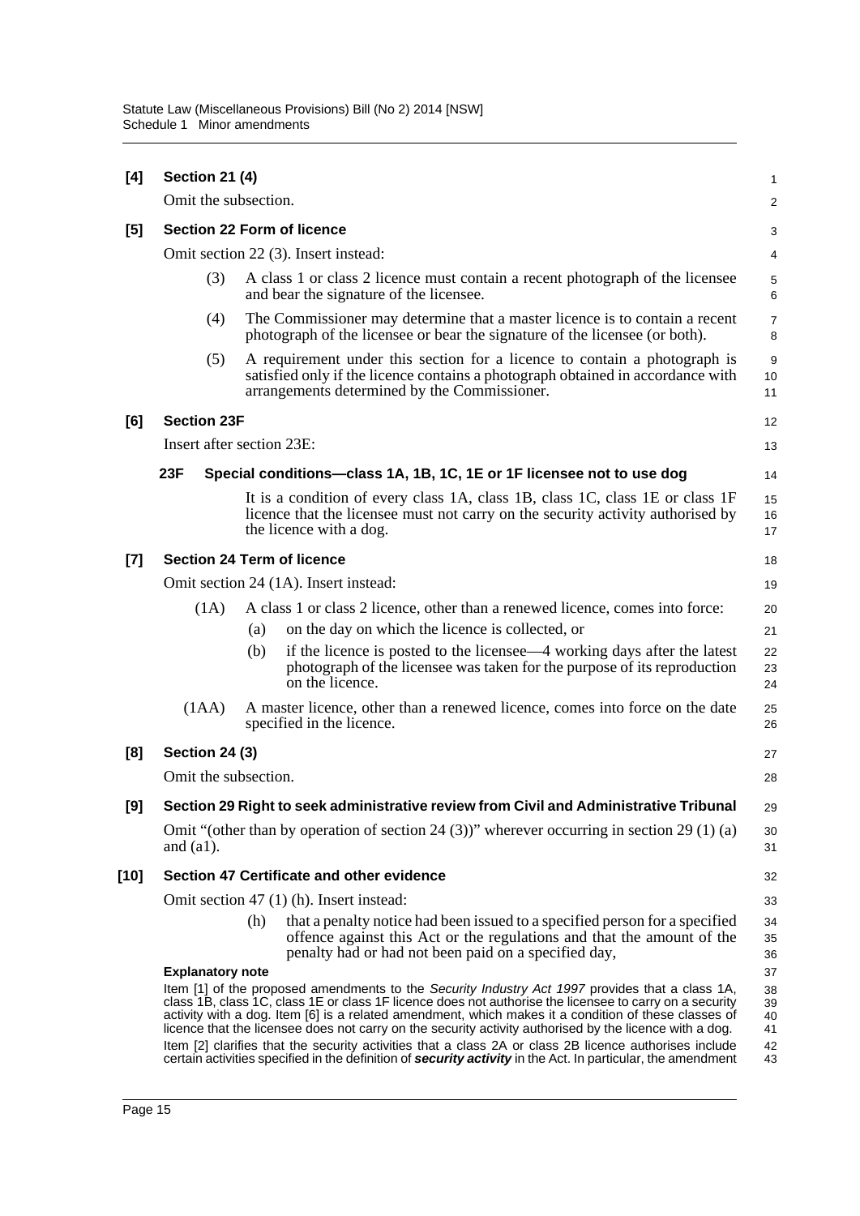**[4] Section 21 (4)**

Omit the subsection.

**[5] Section 22 Form of licence**

Omit section 22 (3). Insert instead:

(3) A class 1 or class 2 licence must contain a recent photograph of the licensee and bear the signature of the licensee.

(4) The Commissioner may determine that a master licence is to contain a recent photograph of the licensee or bear the signature of the licensee (or both).

(5) A requirement under this section for a licence to contain a photograph is satisfied only if the licence contains a photograph obtained in accordance with arrangements determined by the Commissioner.

**[6] Section 23F**

Insert after section 23E:

**23F Special conditions—class 1A, 1B, 1C, 1E or 1F licensee not to use dog**

It is a condition of every class 1A, class 1B, class 1C, class 1E or class 1F licence that the licensee must not carry on the security activity authorised by the licence with a dog.

**[7] Section 24 Term of licence**

Omit section 24 (1A). Insert instead:

(1A) A class 1 or class 2 licence, other than a renewed licence, comes into force:

(a) on the day on which the licence is collected, or

(b) if the licence is posted to the licensee—4 working days after the latest photograph of the licensee was taken for the purpose of its reproduction on the licence.

(1AA) A master licence, other than a renewed licence, comes into force on the date specified in the licence.

**[8] Section 24 (3)**

Omit the subsection.

**[9] Section 29 Right to seek administrative review from Civil and Administrative Tribunal**

Omit "(other than by operation of section 24 (3))" wherever occurring in section 29 (1) (a) and (a1).

**[10] Section 47 Certificate and other evidence**

Omit section 47 (1) (h). Insert instead:

(h) that a penalty notice had been issued to a specified person for a specified offence against this Act or the regulations and that the amount of the penalty had or had not been paid on a specified day,

**Explanatory note**

Item [1] of the proposed amendments to the *Security Industry Act 1997* provides that a class 1A, class 1B, class 1C, class 1E or class 1F licence does not authorise the licensee to carry on a security activity with a dog. Item [6] is a related amendment, which makes it a condition of these classes of licence that the licensee does not carry on the security activity authorised by the licence with a dog.

Item [2] clarifies that the security activities that a class 2A or class 2B licence authorises include certain activities specified in the definition of ***security activity*** in the Act. In particular, the amendment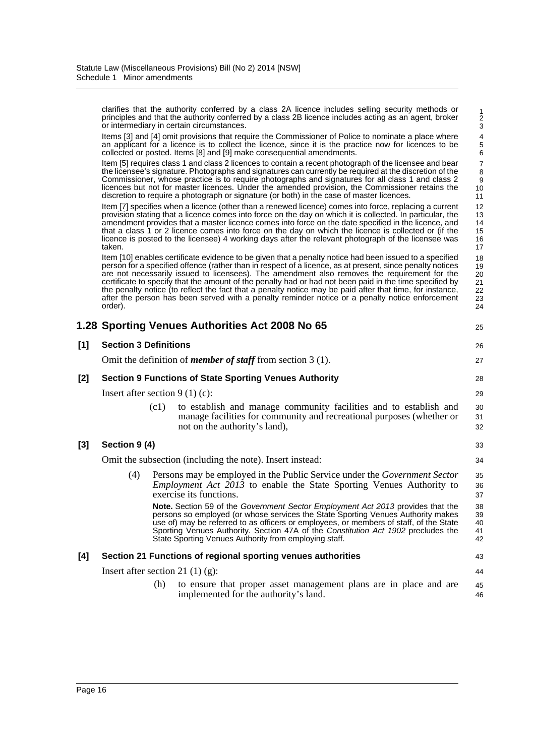clarifies that the authority conferred by a class 2A licence includes selling security methods or principles and that the authority conferred by a class 2B licence includes acting as an agent, broker or intermediary in certain circumstances.

Items [3] and [4] omit provisions that require the Commissioner of Police to nominate a place where an applicant for a licence is to collect the licence, since it is the practice now for licences to be collected or posted. Items [8] and [9] make consequential amendments.

Item [5] requires class 1 and class 2 licences to contain a recent photograph of the licensee and bear the licensee's signature. Photographs and signatures can currently be required at the discretion of the Commissioner, whose practice is to require photographs and signatures for all class 1 and class 2 licences but not for master licences. Under the amended provision, the Commissioner retains the discretion to require a photograph or signature (or both) in the case of master licences.

Item [7] specifies when a licence (other than a renewed licence) comes into force, replacing a current provision stating that a licence comes into force on the day on which it is collected. In particular, the amendment provides that a master licence comes into force on the date specified in the licence, and that a class 1 or 2 licence comes into force on the day on which the licence is collected or (if the licence is posted to the licensee) 4 working days after the relevant photograph of the licensee was taken.

Item [10] enables certificate evidence to be given that a penalty notice had been issued to a specified person for a specified offence (rather than in respect of a licence, as at present, since penalty notices are not necessarily issued to licensees). The amendment also removes the requirement for the certificate to specify that the amount of the penalty had or had not been paid in the time specified by the penalty notice (to reflect the fact that a penalty notice may be paid after that time, for instance, after the person has been served with a penalty reminder notice or a penalty notice enforcement order).

## 1.28 Sporting Venues Authorities Act 2008 No 65

### [1] Section 3 Definitions

Omit the definition of ***member of staff*** from section 3 (1).

### [2] Section 9 Functions of State Sporting Venues Authority

Insert after section 9 (1) (c):

(c1) to establish and manage community facilities and to establish and manage facilities for community and recreational purposes (whether or not on the authority's land),

### [3] Section 9 (4)

Omit the subsection (including the note). Insert instead:

(4) Persons may be employed in the Public Service under the *Government Sector Employment Act 2013* to enable the State Sporting Venues Authority to exercise its functions.

**Note.** Section 59 of the *Government Sector Employment Act 2013* provides that the persons so employed (or whose services the State Sporting Venues Authority makes use of) may be referred to as officers or employees, or members of staff, of the State Sporting Venues Authority. Section 47A of the *Constitution Act 1902* precludes the State Sporting Venues Authority from employing staff.

### [4] Section 21 Functions of regional sporting venues authorities

Insert after section 21 (1) (g):

(h) to ensure that proper asset management plans are in place and are implemented for the authority's land.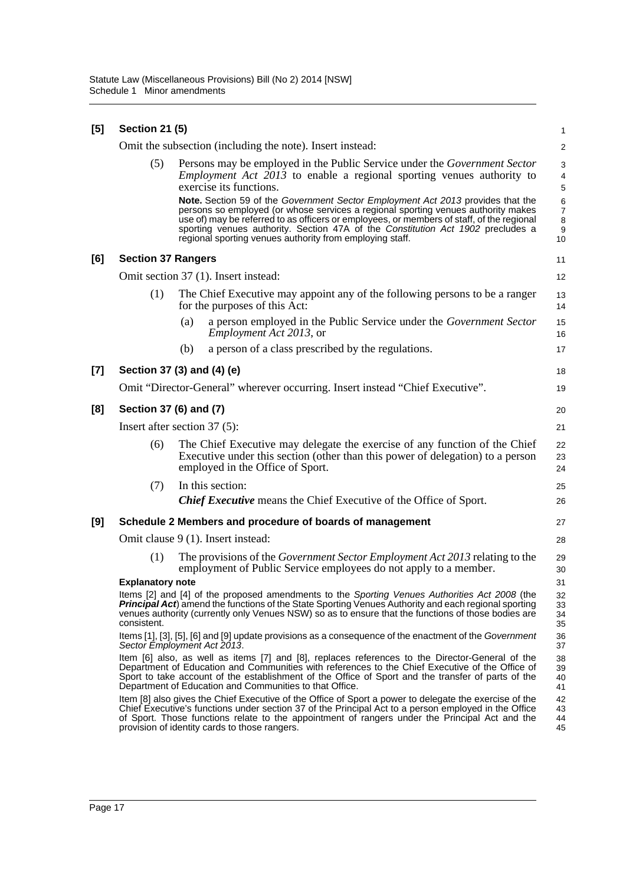**[5] Section 21 (5)**

Omit the subsection (including the note). Insert instead:

(5) Persons may be employed in the Public Service under the *Government Sector Employment Act 2013* to enable a regional sporting venues authority to exercise its functions.

**Note.** Section 59 of the *Government Sector Employment Act 2013* provides that the persons so employed (or whose services a regional sporting venues authority makes use of) may be referred to as officers or employees, or members of staff, of the regional sporting venues authority. Section 47A of the *Constitution Act 1902* precludes a regional sporting venues authority from employing staff.

**[6] Section 37 Rangers**

Omit section 37 (1). Insert instead:

(1) The Chief Executive may appoint any of the following persons to be a ranger for the purposes of this Act:

(a) a person employed in the Public Service under the *Government Sector Employment Act 2013*, or

(b) a person of a class prescribed by the regulations.

**[7] Section 37 (3) and (4) (e)**

Omit "Director-General" wherever occurring. Insert instead "Chief Executive".

**[8] Section 37 (6) and (7)**

Insert after section 37 (5):

(6) The Chief Executive may delegate the exercise of any function of the Chief Executive under this section (other than this power of delegation) to a person employed in the Office of Sport.

(7) In this section:

***Chief Executive*** means the Chief Executive of the Office of Sport.

**[9] Schedule 2 Members and procedure of boards of management**

Omit clause 9 (1). Insert instead:

(1) The provisions of the *Government Sector Employment Act 2013* relating to the employment of Public Service employees do not apply to a member.

**Explanatory note**

Items [2] and [4] of the proposed amendments to the *Sporting Venues Authorities Act 2008* (the ***Principal Act***) amend the functions of the State Sporting Venues Authority and each regional sporting venues authority (currently only Venues NSW) so as to ensure that the functions of those bodies are consistent.

Items [1], [3], [5], [6] and [9] update provisions as a consequence of the enactment of the *Government Sector Employment Act 2013*.

Item [6] also, as well as items [7] and [8], replaces references to the Director-General of the Department of Education and Communities with references to the Chief Executive of the Office of Sport to take account of the establishment of the Office of Sport and the transfer of parts of the Department of Education and Communities to that Office.

Item [8] also gives the Chief Executive of the Office of Sport a power to delegate the exercise of the Chief Executive's functions under section 37 of the Principal Act to a person employed in the Office of Sport. Those functions relate to the appointment of rangers under the Principal Act and the provision of identity cards to those rangers.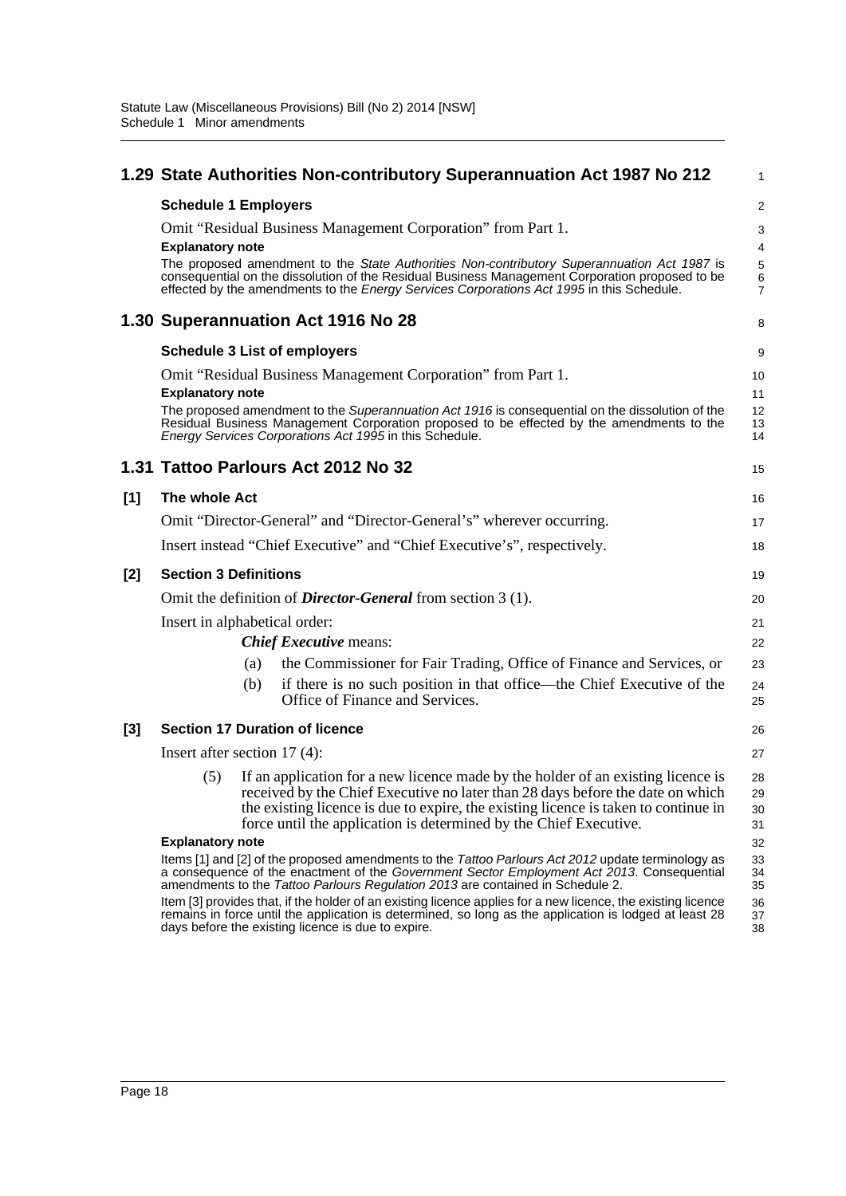## 1.29 State Authorities Non-contributory Superannuation Act 1987 No 212

### Schedule 1 Employers

Omit "Residual Business Management Corporation" from Part 1.

**Explanatory note**

The proposed amendment to the *State Authorities Non-contributory Superannuation Act 1987* is consequential on the dissolution of the Residual Business Management Corporation proposed to be effected by the amendments to the *Energy Services Corporations Act 1995* in this Schedule.

## 1.30 Superannuation Act 1916 No 28

### Schedule 3 List of employers

Omit "Residual Business Management Corporation" from Part 1.

**Explanatory note**

The proposed amendment to the *Superannuation Act 1916* is consequential on the dissolution of the Residual Business Management Corporation proposed to be effected by the amendments to the *Energy Services Corporations Act 1995* in this Schedule.

## 1.31 Tattoo Parlours Act 2012 No 32

### [1] The whole Act

Omit "Director-General" and "Director-General's" wherever occurring.

Insert instead "Chief Executive" and "Chief Executive's", respectively.

### [2] Section 3 Definitions

Omit the definition of ***Director-General*** from section 3 (1).

Insert in alphabetical order:

***Chief Executive*** means:

(a) the Commissioner for Fair Trading, Office of Finance and Services, or

(b) if there is no such position in that office—the Chief Executive of the Office of Finance and Services.

### [3] Section 17 Duration of licence

Insert after section 17 (4):

(5) If an application for a new licence made by the holder of an existing licence is received by the Chief Executive no later than 28 days before the date on which the existing licence is due to expire, the existing licence is taken to continue in force until the application is determined by the Chief Executive.

**Explanatory note**

Items [1] and [2] of the proposed amendments to the *Tattoo Parlours Act 2012* update terminology as a consequence of the enactment of the *Government Sector Employment Act 2013*. Consequential amendments to the *Tattoo Parlours Regulation 2013* are contained in Schedule 2.

Item [3] provides that, if the holder of an existing licence applies for a new licence, the existing licence remains in force until the application is determined, so long as the application is lodged at least 28 days before the existing licence is due to expire.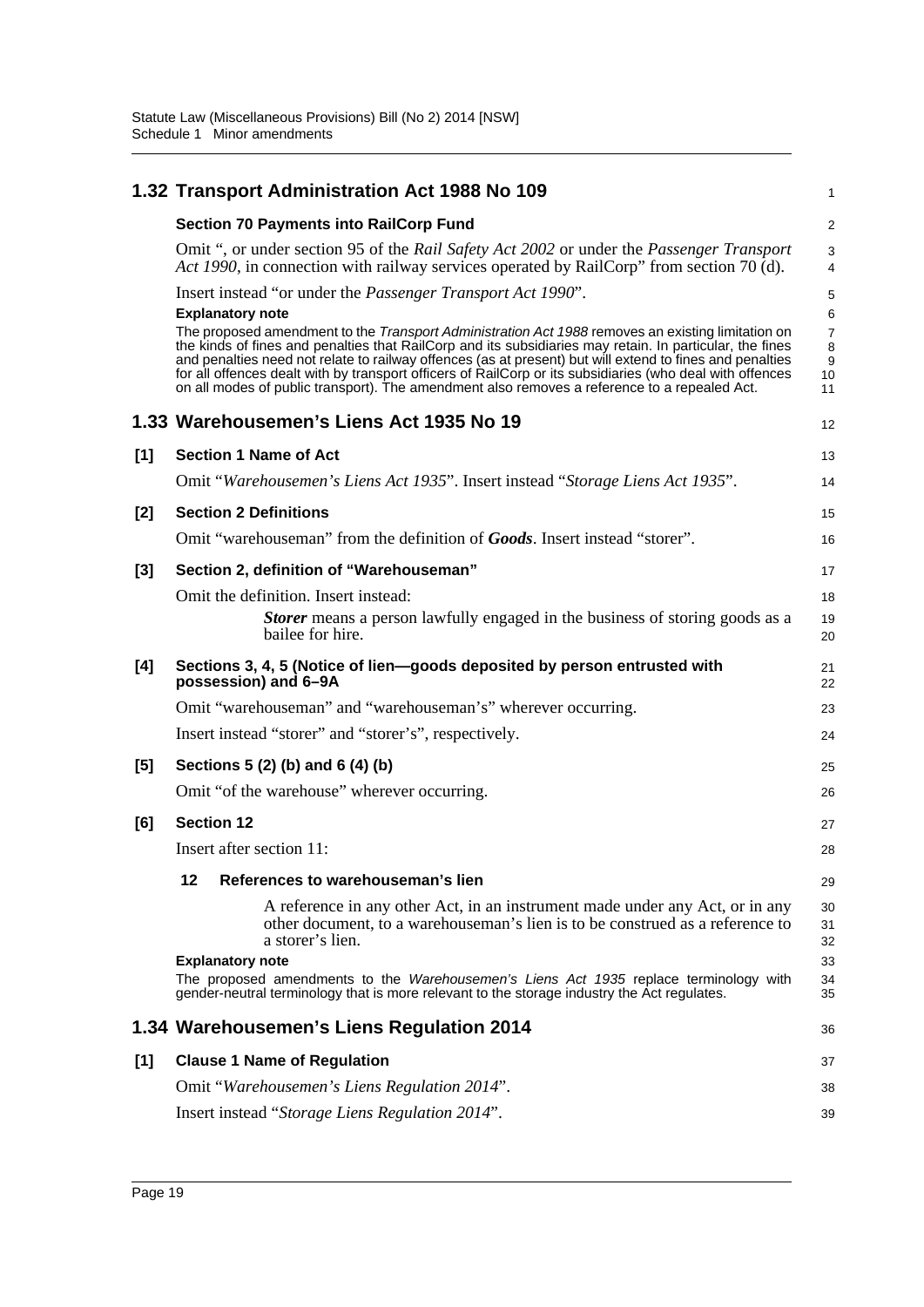## 1.32 Transport Administration Act 1988 No 109

**Section 70 Payments into RailCorp Fund**

Omit ", or under section 95 of the *Rail Safety Act 2002* or under the *Passenger Transport Act 1990*, in connection with railway services operated by RailCorp" from section 70 (d).

Insert instead "or under the *Passenger Transport Act 1990*".

**Explanatory note**

The proposed amendment to the *Transport Administration Act 1988* removes an existing limitation on the kinds of fines and penalties that RailCorp and its subsidiaries may retain. In particular, the fines and penalties need not relate to railway offences (as at present) but will extend to fines and penalties for all offences dealt with by transport officers of RailCorp or its subsidiaries (who deal with offences on all modes of public transport). The amendment also removes a reference to a repealed Act.

## 1.33 Warehousemen's Liens Act 1935 No 19

**[1] Section 1 Name of Act**

Omit "*Warehousemen's Liens Act 1935*". Insert instead "*Storage Liens Act 1935*".

**[2] Section 2 Definitions**

Omit "warehouseman" from the definition of ***Goods***. Insert instead "storer".

**[3] Section 2, definition of "Warehouseman"**

Omit the definition. Insert instead:

> ***Storer*** means a person lawfully engaged in the business of storing goods as a bailee for hire.

**[4] Sections 3, 4, 5 (Notice of lien—goods deposited by person entrusted with possession) and 6–9A**

Omit "warehouseman" and "warehouseman's" wherever occurring.

Insert instead "storer" and "storer's", respectively.

**[5] Sections 5 (2) (b) and 6 (4) (b)**

Omit "of the warehouse" wherever occurring.

**[6] Section 12**

Insert after section 11:

> **12 References to warehouseman's lien**
>
> A reference in any other Act, in an instrument made under any Act, or in any other document, to a warehouseman's lien is to be construed as a reference to a storer's lien.

**Explanatory note**

The proposed amendments to the *Warehousemen's Liens Act 1935* replace terminology with gender-neutral terminology that is more relevant to the storage industry the Act regulates.

## 1.34 Warehousemen's Liens Regulation 2014

**[1] Clause 1 Name of Regulation**

Omit "*Warehousemen's Liens Regulation 2014*".

Insert instead "*Storage Liens Regulation 2014*".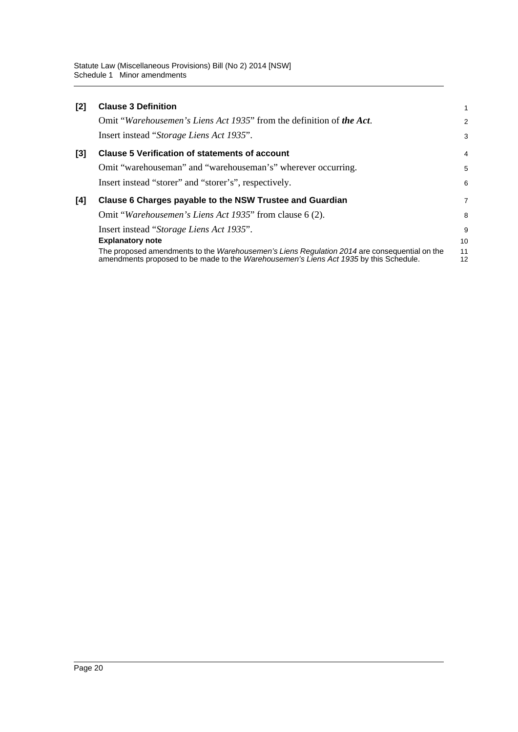**[2] Clause 3 Definition**

Omit "*Warehousemen's Liens Act 1935*" from the definition of ***the Act***.

Insert instead "*Storage Liens Act 1935*".

**[3] Clause 5 Verification of statements of account**

Omit "warehouseman" and "warehouseman's" wherever occurring.

Insert instead "storer" and "storer's", respectively.

**[4] Clause 6 Charges payable to the NSW Trustee and Guardian**

Omit "*Warehousemen's Liens Act 1935*" from clause 6 (2).

Insert instead "*Storage Liens Act 1935*".

**Explanatory note**

The proposed amendments to the *Warehousemen's Liens Regulation 2014* are consequential on the amendments proposed to be made to the *Warehousemen's Liens Act 1935* by this Schedule.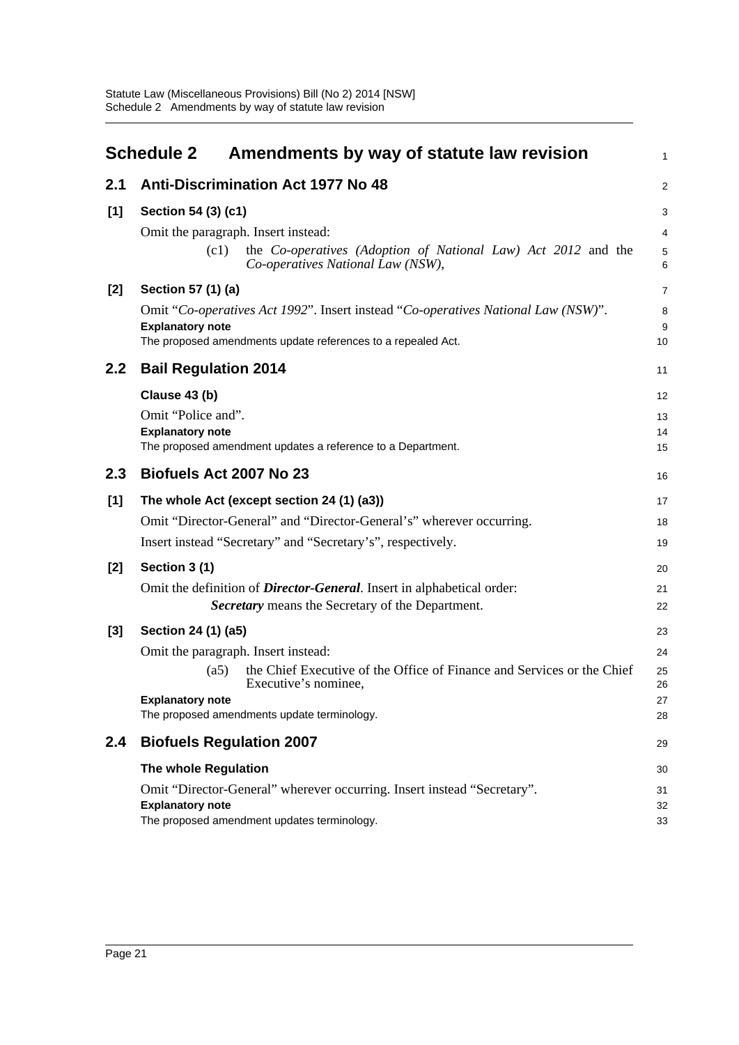# Schedule 2 Amendments by way of statute law revision

## 2.1 Anti-Discrimination Act 1977 No 48

**[1] Section 54 (3) (c1)**

Omit the paragraph. Insert instead:

> (c1) the *Co-operatives (Adoption of National Law) Act 2012* and the *Co-operatives National Law (NSW)*,

**[2] Section 57 (1) (a)**

Omit "*Co-operatives Act 1992*". Insert instead "*Co-operatives National Law (NSW)*".

**Explanatory note**

The proposed amendments update references to a repealed Act.

## 2.2 Bail Regulation 2014

**Clause 43 (b)**

Omit "Police and".

**Explanatory note**

The proposed amendment updates a reference to a Department.

## 2.3 Biofuels Act 2007 No 23

**[1] The whole Act (except section 24 (1) (a3))**

Omit "Director-General" and "Director-General's" wherever occurring.

Insert instead "Secretary" and "Secretary's", respectively.

**[2] Section 3 (1)**

Omit the definition of ***Director-General***. Insert in alphabetical order:

> ***Secretary*** means the Secretary of the Department.

**[3] Section 24 (1) (a5)**

Omit the paragraph. Insert instead:

> (a5) the Chief Executive of the Office of Finance and Services or the Chief Executive's nominee,

**Explanatory note**

The proposed amendments update terminology.

## 2.4 Biofuels Regulation 2007

**The whole Regulation**

Omit "Director-General" wherever occurring. Insert instead "Secretary".

**Explanatory note**

The proposed amendment updates terminology.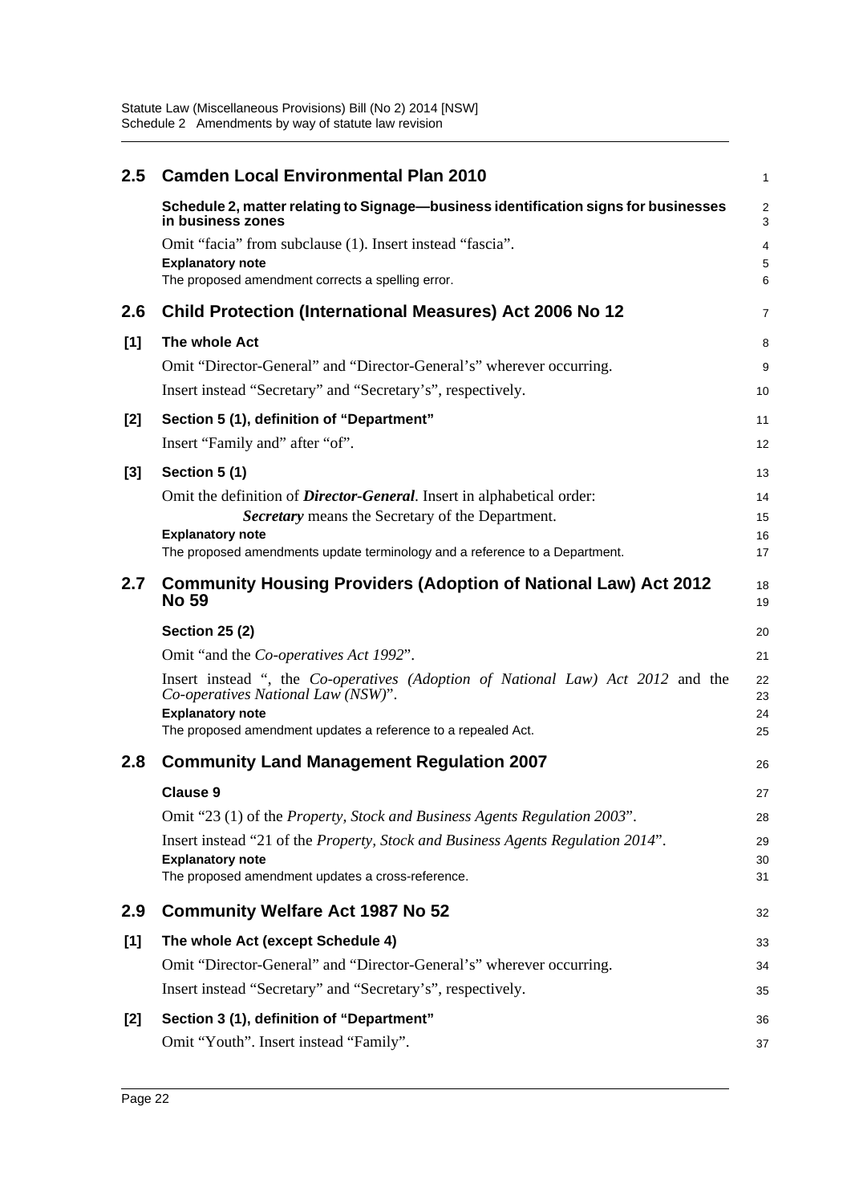## 2.5 Camden Local Environmental Plan 2010

**Schedule 2, matter relating to Signage—business identification signs for businesses in business zones**

Omit "facia" from subclause (1). Insert instead "fascia".

**Explanatory note**

The proposed amendment corrects a spelling error.

## 2.6 Child Protection (International Measures) Act 2006 No 12

**[1] The whole Act**

Omit "Director-General" and "Director-General's" wherever occurring.

Insert instead "Secretary" and "Secretary's", respectively.

**[2] Section 5 (1), definition of "Department"**

Insert "Family and" after "of".

**[3] Section 5 (1)**

Omit the definition of ***Director-General***. Insert in alphabetical order:

> ***Secretary*** means the Secretary of the Department.

**Explanatory note**

The proposed amendments update terminology and a reference to a Department.

## 2.7 Community Housing Providers (Adoption of National Law) Act 2012 No 59

**Section 25 (2)**

Omit "and the *Co-operatives Act 1992*".

Insert instead ", the *Co-operatives (Adoption of National Law) Act 2012* and the *Co-operatives National Law (NSW)*".

**Explanatory note**

The proposed amendment updates a reference to a repealed Act.

## 2.8 Community Land Management Regulation 2007

**Clause 9**

Omit "23 (1) of the *Property, Stock and Business Agents Regulation 2003*".

Insert instead "21 of the *Property, Stock and Business Agents Regulation 2014*".

**Explanatory note**

The proposed amendment updates a cross-reference.

## 2.9 Community Welfare Act 1987 No 52

**[1] The whole Act (except Schedule 4)**

Omit "Director-General" and "Director-General's" wherever occurring.

Insert instead "Secretary" and "Secretary's", respectively.

**[2] Section 3 (1), definition of "Department"**

Omit "Youth". Insert instead "Family".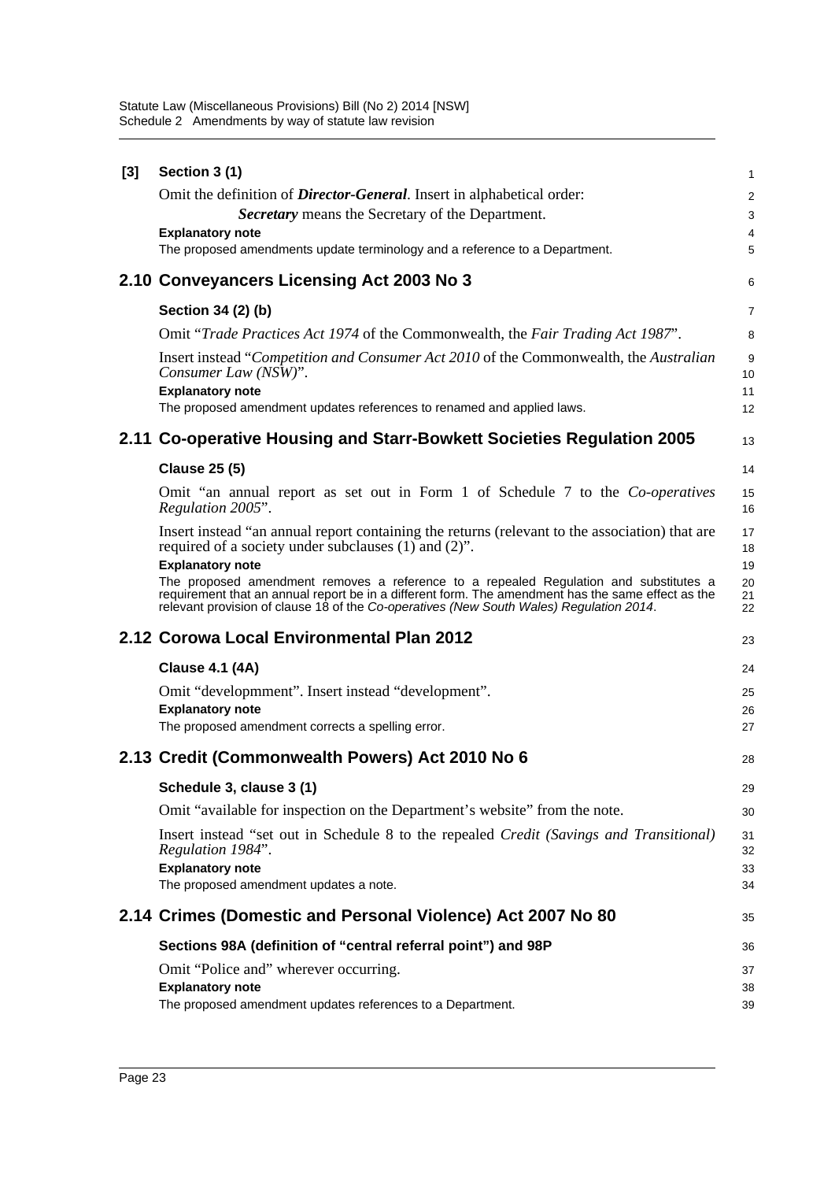**[3] Section 3 (1)**

Omit the definition of ***Director-General***. Insert in alphabetical order:

> ***Secretary*** means the Secretary of the Department.

**Explanatory note**

The proposed amendments update terminology and a reference to a Department.

## 2.10 Conveyancers Licensing Act 2003 No 3

**Section 34 (2) (b)**

Omit "*Trade Practices Act 1974* of the Commonwealth, the *Fair Trading Act 1987*".

Insert instead "*Competition and Consumer Act 2010* of the Commonwealth, the *Australian Consumer Law (NSW)*".

**Explanatory note**

The proposed amendment updates references to renamed and applied laws.

## 2.11 Co-operative Housing and Starr-Bowkett Societies Regulation 2005

**Clause 25 (5)**

Omit "an annual report as set out in Form 1 of Schedule 7 to the *Co-operatives Regulation 2005*".

Insert instead "an annual report containing the returns (relevant to the association) that are required of a society under subclauses (1) and (2)".

**Explanatory note**

The proposed amendment removes a reference to a repealed Regulation and substitutes a requirement that an annual report be in a different form. The amendment has the same effect as the relevant provision of clause 18 of the *Co-operatives (New South Wales) Regulation 2014*.

## 2.12 Corowa Local Environmental Plan 2012

**Clause 4.1 (4A)**

Omit "developmment". Insert instead "development".

**Explanatory note**

The proposed amendment corrects a spelling error.

## 2.13 Credit (Commonwealth Powers) Act 2010 No 6

**Schedule 3, clause 3 (1)**

Omit "available for inspection on the Department's website" from the note.

Insert instead "set out in Schedule 8 to the repealed *Credit (Savings and Transitional) Regulation 1984*".

**Explanatory note**

The proposed amendment updates a note.

## 2.14 Crimes (Domestic and Personal Violence) Act 2007 No 80

**Sections 98A (definition of "central referral point") and 98P**

Omit "Police and" wherever occurring.

**Explanatory note**

The proposed amendment updates references to a Department.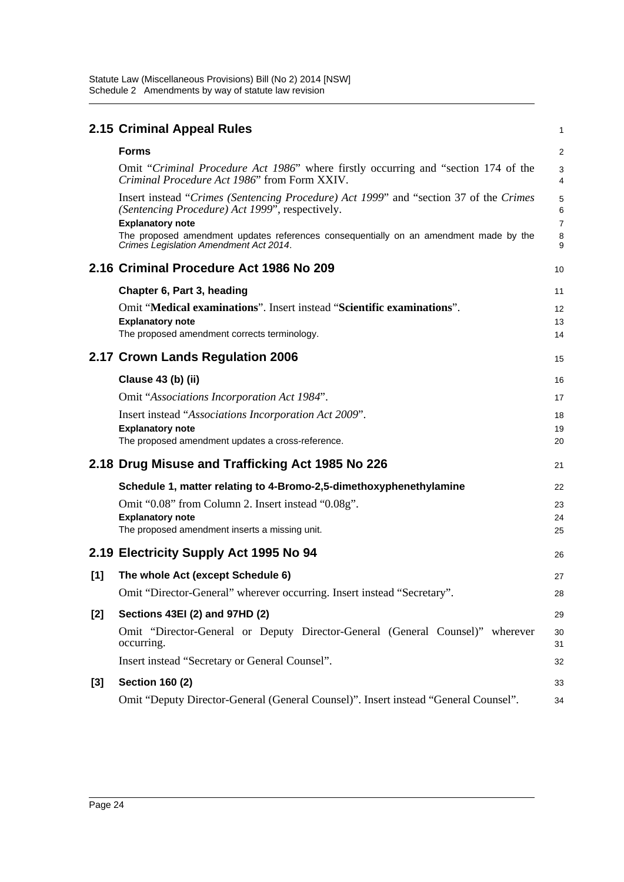## 2.15 Criminal Appeal Rules

**Forms**

Omit "*Criminal Procedure Act 1986*" where firstly occurring and "section 174 of the *Criminal Procedure Act 1986*" from Form XXIV.

Insert instead "*Crimes (Sentencing Procedure) Act 1999*" and "section 37 of the *Crimes (Sentencing Procedure) Act 1999*", respectively.

**Explanatory note**

The proposed amendment updates references consequentially on an amendment made by the *Crimes Legislation Amendment Act 2014*.

## 2.16 Criminal Procedure Act 1986 No 209

**Chapter 6, Part 3, heading**

Omit "**Medical examinations**". Insert instead "**Scientific examinations**".

**Explanatory note**

The proposed amendment corrects terminology.

## 2.17 Crown Lands Regulation 2006

**Clause 43 (b) (ii)**

Omit "*Associations Incorporation Act 1984*".

Insert instead "*Associations Incorporation Act 2009*".

**Explanatory note**

The proposed amendment updates a cross-reference.

## 2.18 Drug Misuse and Trafficking Act 1985 No 226

**Schedule 1, matter relating to 4-Bromo-2,5-dimethoxyphenethylamine**

Omit "0.08" from Column 2. Insert instead "0.08g".

**Explanatory note**

The proposed amendment inserts a missing unit.

## 2.19 Electricity Supply Act 1995 No 94

**[1] The whole Act (except Schedule 6)**

Omit "Director-General" wherever occurring. Insert instead "Secretary".

**[2] Sections 43EI (2) and 97HD (2)**

Omit "Director-General or Deputy Director-General (General Counsel)" wherever occurring.

Insert instead "Secretary or General Counsel".

**[3] Section 160 (2)**

Omit "Deputy Director-General (General Counsel)". Insert instead "General Counsel".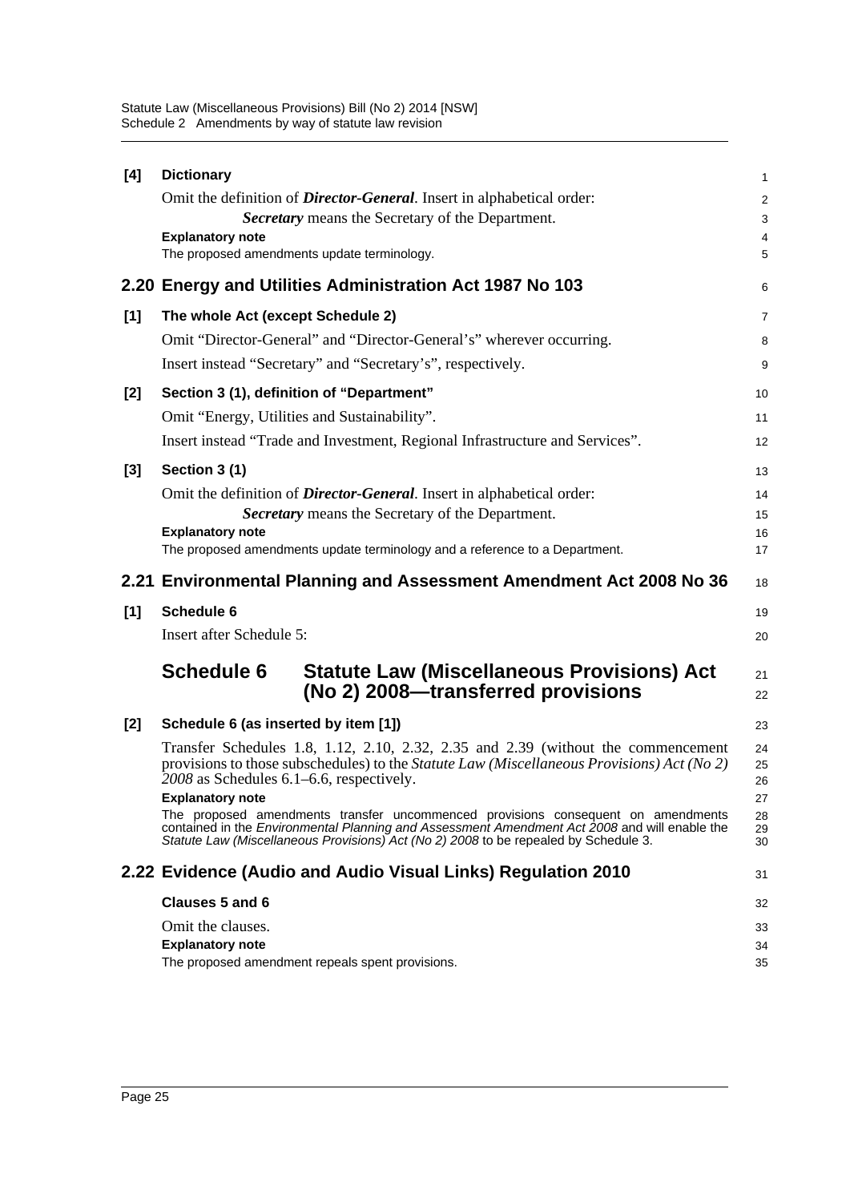**[4] Dictionary**

Omit the definition of ***Director-General***. Insert in alphabetical order:

> ***Secretary*** means the Secretary of the Department.

**Explanatory note**

The proposed amendments update terminology.

## 2.20 Energy and Utilities Administration Act 1987 No 103

**[1] The whole Act (except Schedule 2)**

Omit "Director-General" and "Director-General's" wherever occurring.

Insert instead "Secretary" and "Secretary's", respectively.

**[2] Section 3 (1), definition of "Department"**

Omit "Energy, Utilities and Sustainability".

Insert instead "Trade and Investment, Regional Infrastructure and Services".

**[3] Section 3 (1)**

Omit the definition of ***Director-General***. Insert in alphabetical order:

> ***Secretary*** means the Secretary of the Department.

**Explanatory note**

The proposed amendments update terminology and a reference to a Department.

## 2.21 Environmental Planning and Assessment Amendment Act 2008 No 36

**[1] Schedule 6**

Insert after Schedule 5:

### Schedule 6 Statute Law (Miscellaneous Provisions) Act (No 2) 2008—transferred provisions

**[2] Schedule 6 (as inserted by item [1])**

Transfer Schedules 1.8, 1.12, 2.10, 2.32, 2.35 and 2.39 (without the commencement provisions to those subschedules) to the *Statute Law (Miscellaneous Provisions) Act (No 2) 2008* as Schedules 6.1–6.6, respectively.

**Explanatory note**

The proposed amendments transfer uncommenced provisions consequent on amendments contained in the *Environmental Planning and Assessment Amendment Act 2008* and will enable the *Statute Law (Miscellaneous Provisions) Act (No 2) 2008* to be repealed by Schedule 3.

## 2.22 Evidence (Audio and Audio Visual Links) Regulation 2010

**Clauses 5 and 6**

Omit the clauses.

**Explanatory note**

The proposed amendment repeals spent provisions.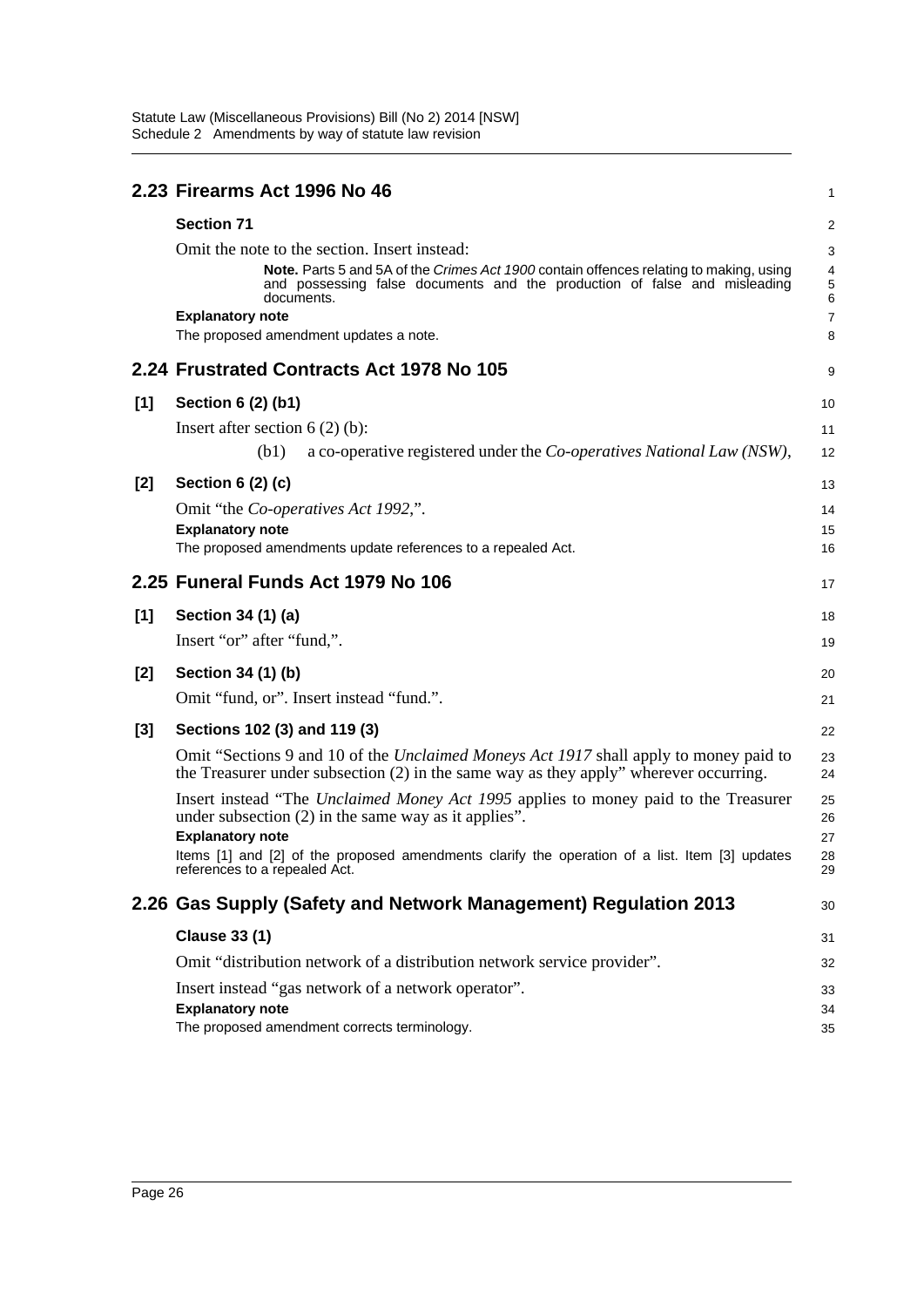## 2.23 Firearms Act 1996 No 46

**Section 71**

Omit the note to the section. Insert instead:

> **Note.** Parts 5 and 5A of the *Crimes Act 1900* contain offences relating to making, using and possessing false documents and the production of false and misleading documents.

**Explanatory note**

The proposed amendment updates a note.

## 2.24 Frustrated Contracts Act 1978 No 105

**[1] Section 6 (2) (b1)**

Insert after section 6 (2) (b):

> (b1) a co-operative registered under the *Co-operatives National Law (NSW)*,

**[2] Section 6 (2) (c)**

Omit "the *Co-operatives Act 1992*,".

**Explanatory note**

The proposed amendments update references to a repealed Act.

## 2.25 Funeral Funds Act 1979 No 106

**[1] Section 34 (1) (a)**

Insert "or" after "fund,".

**[2] Section 34 (1) (b)**

Omit "fund, or". Insert instead "fund.".

**[3] Sections 102 (3) and 119 (3)**

Omit "Sections 9 and 10 of the *Unclaimed Moneys Act 1917* shall apply to money paid to the Treasurer under subsection (2) in the same way as they apply" wherever occurring.

Insert instead "The *Unclaimed Money Act 1995* applies to money paid to the Treasurer under subsection (2) in the same way as it applies".

**Explanatory note**

Items [1] and [2] of the proposed amendments clarify the operation of a list. Item [3] updates references to a repealed Act.

## 2.26 Gas Supply (Safety and Network Management) Regulation 2013

**Clause 33 (1)**

Omit "distribution network of a distribution network service provider".

Insert instead "gas network of a network operator".

**Explanatory note**

The proposed amendment corrects terminology.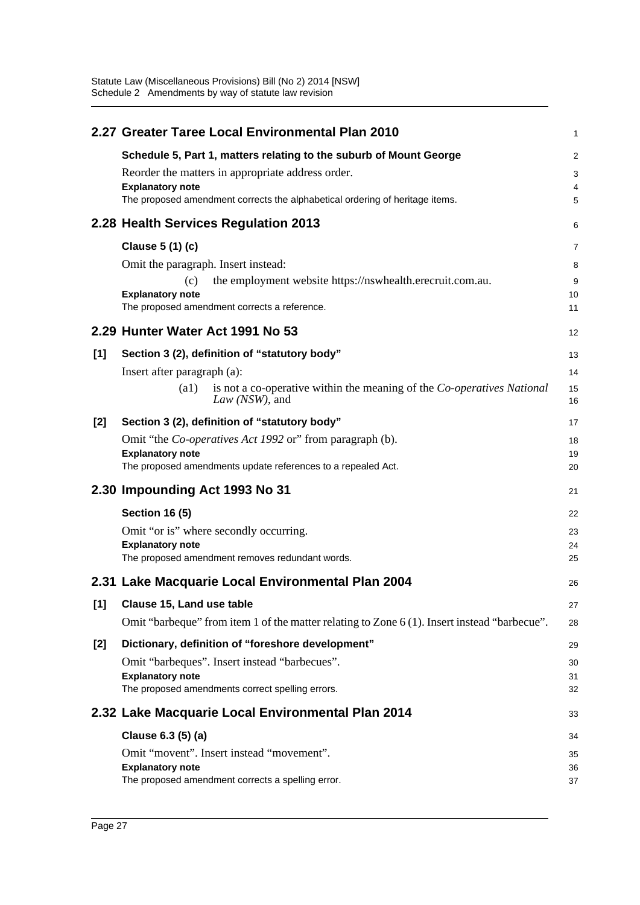## 2.27 Greater Taree Local Environmental Plan 2010

**Schedule 5, Part 1, matters relating to the suburb of Mount George**

Reorder the matters in appropriate address order.

**Explanatory note**

The proposed amendment corrects the alphabetical ordering of heritage items.

## 2.28 Health Services Regulation 2013

**Clause 5 (1) (c)**

Omit the paragraph. Insert instead:

(c) the employment website https://nswhealth.erecruit.com.au.

**Explanatory note**

The proposed amendment corrects a reference.

## 2.29 Hunter Water Act 1991 No 53

**[1] Section 3 (2), definition of "statutory body"**

Insert after paragraph (a):

(a1) is not a co-operative within the meaning of the *Co-operatives National Law (NSW)*, and

**[2] Section 3 (2), definition of "statutory body"**

Omit "the *Co-operatives Act 1992* or" from paragraph (b).

**Explanatory note**

The proposed amendments update references to a repealed Act.

## 2.30 Impounding Act 1993 No 31

**Section 16 (5)**

Omit "or is" where secondly occurring.

**Explanatory note**

The proposed amendment removes redundant words.

## 2.31 Lake Macquarie Local Environmental Plan 2004

**[1] Clause 15, Land use table**

Omit "barbeque" from item 1 of the matter relating to Zone 6 (1). Insert instead "barbecue".

**[2] Dictionary, definition of "foreshore development"**

Omit "barbeques". Insert instead "barbecues".

**Explanatory note**

The proposed amendments correct spelling errors.

## 2.32 Lake Macquarie Local Environmental Plan 2014

**Clause 6.3 (5) (a)**

Omit "movent". Insert instead "movement".

**Explanatory note**

The proposed amendment corrects a spelling error.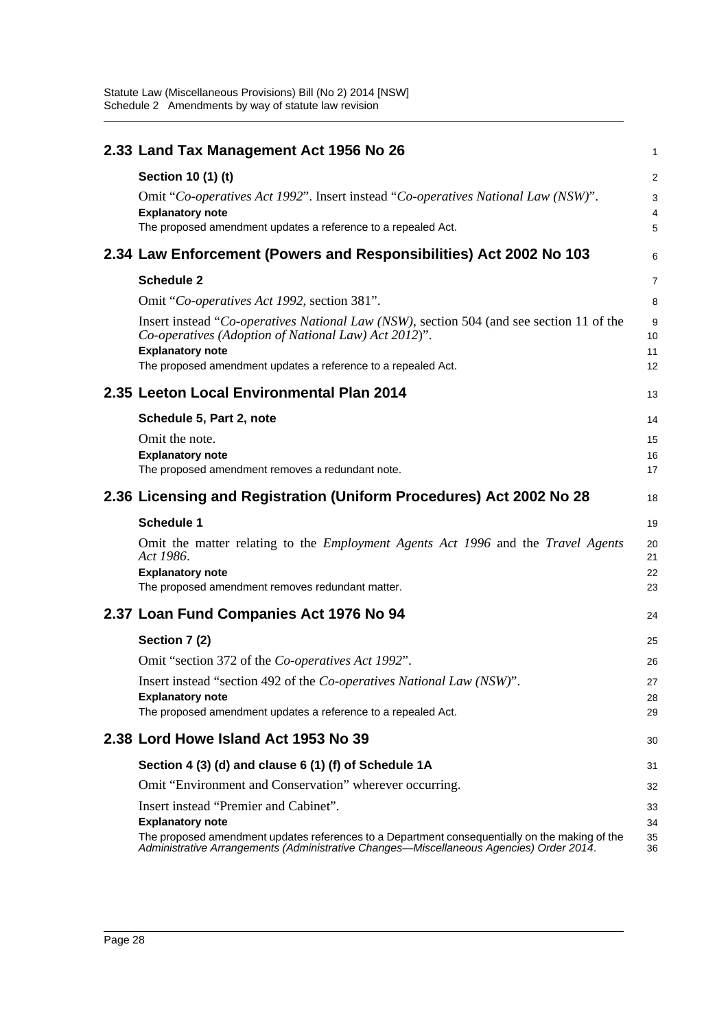## 2.33 Land Tax Management Act 1956 No 26

**Section 10 (1) (t)**

Omit "*Co-operatives Act 1992*". Insert instead "*Co-operatives National Law (NSW)*".

**Explanatory note**

The proposed amendment updates a reference to a repealed Act.

## 2.34 Law Enforcement (Powers and Responsibilities) Act 2002 No 103

**Schedule 2**

Omit "*Co-operatives Act 1992*, section 381".

Insert instead "*Co-operatives National Law (NSW)*, section 504 (and see section 11 of the *Co-operatives (Adoption of National Law) Act 2012*)".

**Explanatory note**

The proposed amendment updates a reference to a repealed Act.

## 2.35 Leeton Local Environmental Plan 2014

**Schedule 5, Part 2, note**

Omit the note.

**Explanatory note**

The proposed amendment removes a redundant note.

## 2.36 Licensing and Registration (Uniform Procedures) Act 2002 No 28

**Schedule 1**

Omit the matter relating to the *Employment Agents Act 1996* and the *Travel Agents Act 1986*.

**Explanatory note**

The proposed amendment removes redundant matter.

## 2.37 Loan Fund Companies Act 1976 No 94

**Section 7 (2)**

Omit "section 372 of the *Co-operatives Act 1992*".

Insert instead "section 492 of the *Co-operatives National Law (NSW)*".

**Explanatory note**

The proposed amendment updates a reference to a repealed Act.

## 2.38 Lord Howe Island Act 1953 No 39

**Section 4 (3) (d) and clause 6 (1) (f) of Schedule 1A**

Omit "Environment and Conservation" wherever occurring.

Insert instead "Premier and Cabinet".

**Explanatory note**

The proposed amendment updates references to a Department consequentially on the making of the *Administrative Arrangements (Administrative Changes—Miscellaneous Agencies) Order 2014*.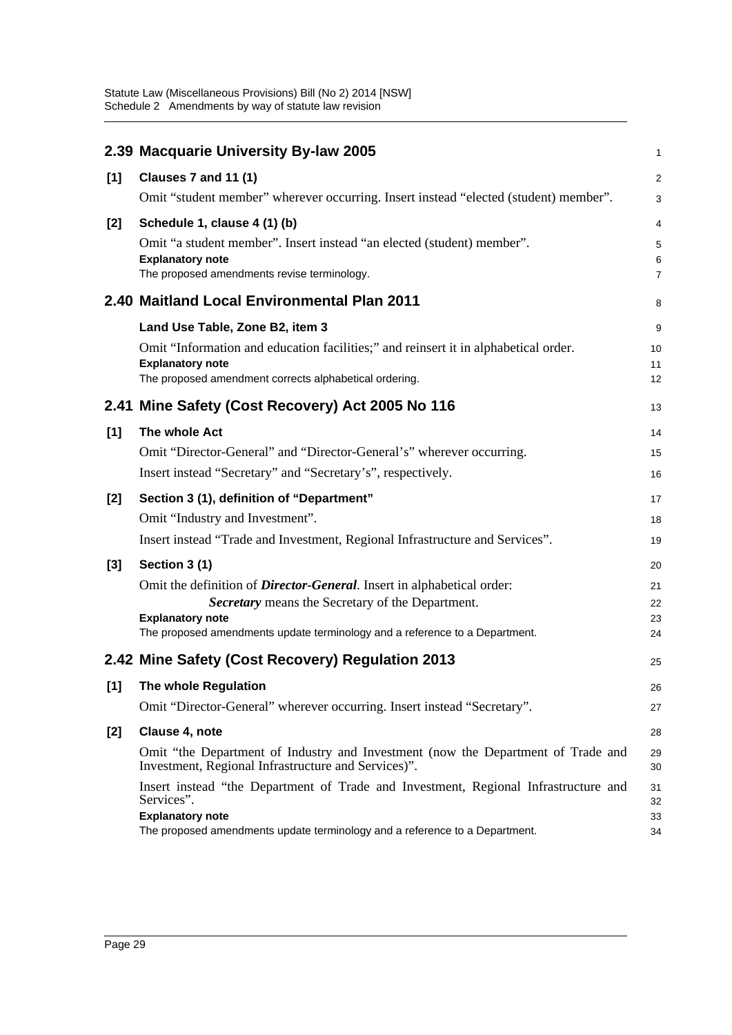## 2.39 Macquarie University By-law 2005

**[1] Clauses 7 and 11 (1)**

Omit "student member" wherever occurring. Insert instead "elected (student) member".

**[2] Schedule 1, clause 4 (1) (b)**

Omit "a student member". Insert instead "an elected (student) member".

**Explanatory note**

The proposed amendments revise terminology.

## 2.40 Maitland Local Environmental Plan 2011

**Land Use Table, Zone B2, item 3**

Omit "Information and education facilities;" and reinsert it in alphabetical order.

**Explanatory note**

The proposed amendment corrects alphabetical ordering.

## 2.41 Mine Safety (Cost Recovery) Act 2005 No 116

**[1] The whole Act**

Omit "Director-General" and "Director-General's" wherever occurring.

Insert instead "Secretary" and "Secretary's", respectively.

**[2] Section 3 (1), definition of "Department"**

Omit "Industry and Investment".

Insert instead "Trade and Investment, Regional Infrastructure and Services".

**[3] Section 3 (1)**

Omit the definition of ***Director-General***. Insert in alphabetical order:

> ***Secretary*** means the Secretary of the Department.

**Explanatory note**

The proposed amendments update terminology and a reference to a Department.

## 2.42 Mine Safety (Cost Recovery) Regulation 2013

**[1] The whole Regulation**

Omit "Director-General" wherever occurring. Insert instead "Secretary".

**[2] Clause 4, note**

Omit "the Department of Industry and Investment (now the Department of Trade and Investment, Regional Infrastructure and Services)".

Insert instead "the Department of Trade and Investment, Regional Infrastructure and Services".

**Explanatory note**

The proposed amendments update terminology and a reference to a Department.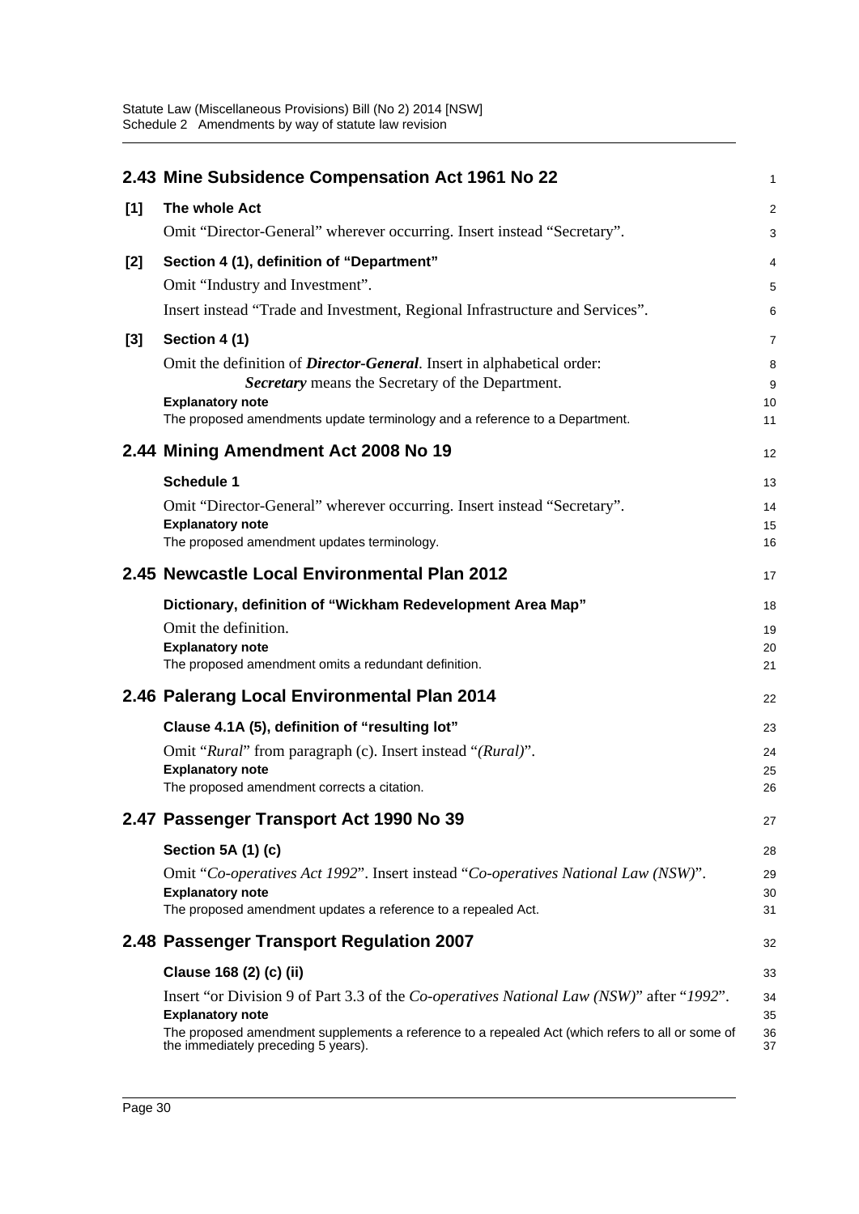## 2.43 Mine Subsidence Compensation Act 1961 No 22

**[1] The whole Act**

Omit "Director-General" wherever occurring. Insert instead "Secretary".

**[2] Section 4 (1), definition of "Department"**

Omit "Industry and Investment".

Insert instead "Trade and Investment, Regional Infrastructure and Services".

**[3] Section 4 (1)**

Omit the definition of ***Director-General***. Insert in alphabetical order:

> ***Secretary*** means the Secretary of the Department.

**Explanatory note**

The proposed amendments update terminology and a reference to a Department.

## 2.44 Mining Amendment Act 2008 No 19

**Schedule 1**

Omit "Director-General" wherever occurring. Insert instead "Secretary".

**Explanatory note**

The proposed amendment updates terminology.

## 2.45 Newcastle Local Environmental Plan 2012

**Dictionary, definition of "Wickham Redevelopment Area Map"**

Omit the definition.

**Explanatory note**

The proposed amendment omits a redundant definition.

## 2.46 Palerang Local Environmental Plan 2014

**Clause 4.1A (5), definition of "resulting lot"**

Omit "*Rural*" from paragraph (c). Insert instead "*(Rural)*".

**Explanatory note**

The proposed amendment corrects a citation.

## 2.47 Passenger Transport Act 1990 No 39

**Section 5A (1) (c)**

Omit "*Co-operatives Act 1992*". Insert instead "*Co-operatives National Law (NSW)*".

**Explanatory note**

The proposed amendment updates a reference to a repealed Act.

## 2.48 Passenger Transport Regulation 2007

**Clause 168 (2) (c) (ii)**

Insert "or Division 9 of Part 3.3 of the *Co-operatives National Law (NSW)*" after "*1992*".

**Explanatory note**

The proposed amendment supplements a reference to a repealed Act (which refers to all or some of the immediately preceding 5 years).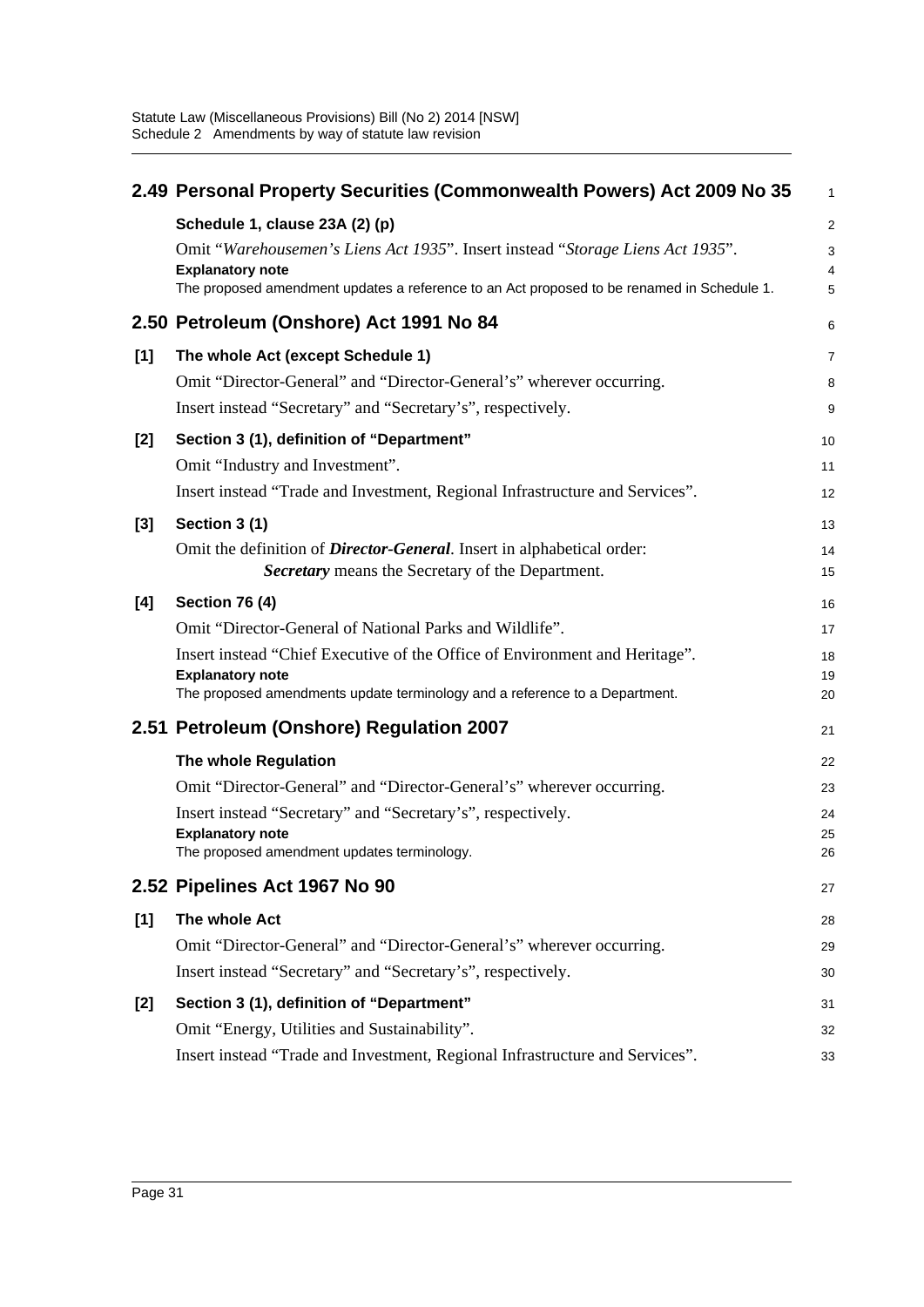## 2.49 Personal Property Securities (Commonwealth Powers) Act 2009 No 35

**Schedule 1, clause 23A (2) (p)**

Omit "*Warehousemen's Liens Act 1935*". Insert instead "*Storage Liens Act 1935*".

**Explanatory note**

The proposed amendment updates a reference to an Act proposed to be renamed in Schedule 1.

## 2.50 Petroleum (Onshore) Act 1991 No 84

**[1] The whole Act (except Schedule 1)**

Omit "Director-General" and "Director-General's" wherever occurring.

Insert instead "Secretary" and "Secretary's", respectively.

**[2] Section 3 (1), definition of "Department"**

Omit "Industry and Investment".

Insert instead "Trade and Investment, Regional Infrastructure and Services".

**[3] Section 3 (1)**

Omit the definition of ***Director-General***. Insert in alphabetical order:

***Secretary*** means the Secretary of the Department.

**[4] Section 76 (4)**

Omit "Director-General of National Parks and Wildlife".

Insert instead "Chief Executive of the Office of Environment and Heritage".

**Explanatory note**

The proposed amendments update terminology and a reference to a Department.

## 2.51 Petroleum (Onshore) Regulation 2007

**The whole Regulation**

Omit "Director-General" and "Director-General's" wherever occurring.

Insert instead "Secretary" and "Secretary's", respectively.

**Explanatory note**

The proposed amendment updates terminology.

## 2.52 Pipelines Act 1967 No 90

**[1] The whole Act**

Omit "Director-General" and "Director-General's" wherever occurring.

Insert instead "Secretary" and "Secretary's", respectively.

**[2] Section 3 (1), definition of "Department"**

Omit "Energy, Utilities and Sustainability".

Insert instead "Trade and Investment, Regional Infrastructure and Services".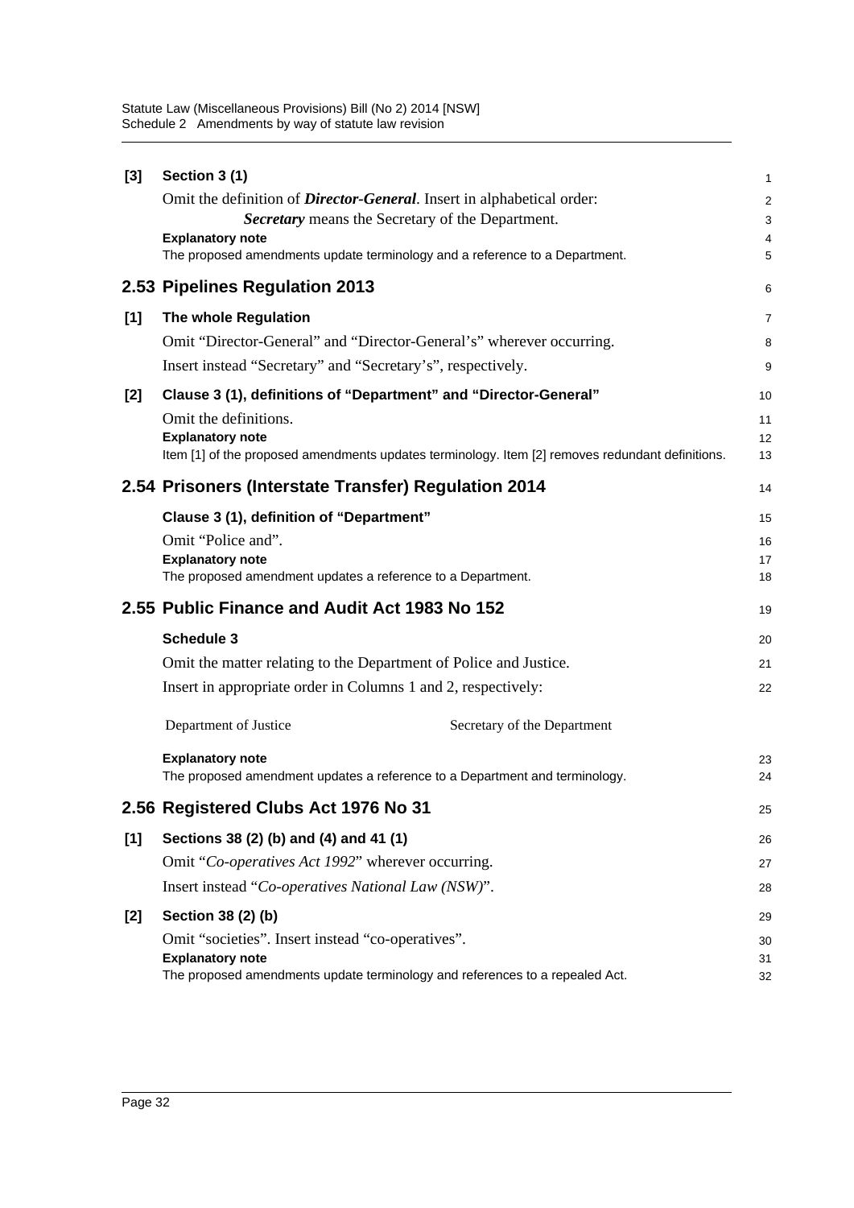**[3] Section 3 (1)**

Omit the definition of ***Director-General***. Insert in alphabetical order:

> ***Secretary*** means the Secretary of the Department.

**Explanatory note**

The proposed amendments update terminology and a reference to a Department.

## 2.53 Pipelines Regulation 2013

**[1] The whole Regulation**

Omit "Director-General" and "Director-General's" wherever occurring.

Insert instead "Secretary" and "Secretary's", respectively.

**[2] Clause 3 (1), definitions of "Department" and "Director-General"**

Omit the definitions.

**Explanatory note**

Item [1] of the proposed amendments updates terminology. Item [2] removes redundant definitions.

## 2.54 Prisoners (Interstate Transfer) Regulation 2014

**Clause 3 (1), definition of "Department"**

Omit "Police and".

**Explanatory note**

The proposed amendment updates a reference to a Department.

## 2.55 Public Finance and Audit Act 1983 No 152

**Schedule 3**

Omit the matter relating to the Department of Police and Justice.

Insert in appropriate order in Columns 1 and 2, respectively:

| | |
|---|---|
| Department of Justice | Secretary of the Department |

**Explanatory note**

The proposed amendment updates a reference to a Department and terminology.

## 2.56 Registered Clubs Act 1976 No 31

**[1] Sections 38 (2) (b) and (4) and 41 (1)**

Omit "*Co-operatives Act 1992*" wherever occurring.

Insert instead "*Co-operatives National Law (NSW)*".

**[2] Section 38 (2) (b)**

Omit "societies". Insert instead "co-operatives".

**Explanatory note**

The proposed amendments update terminology and references to a repealed Act.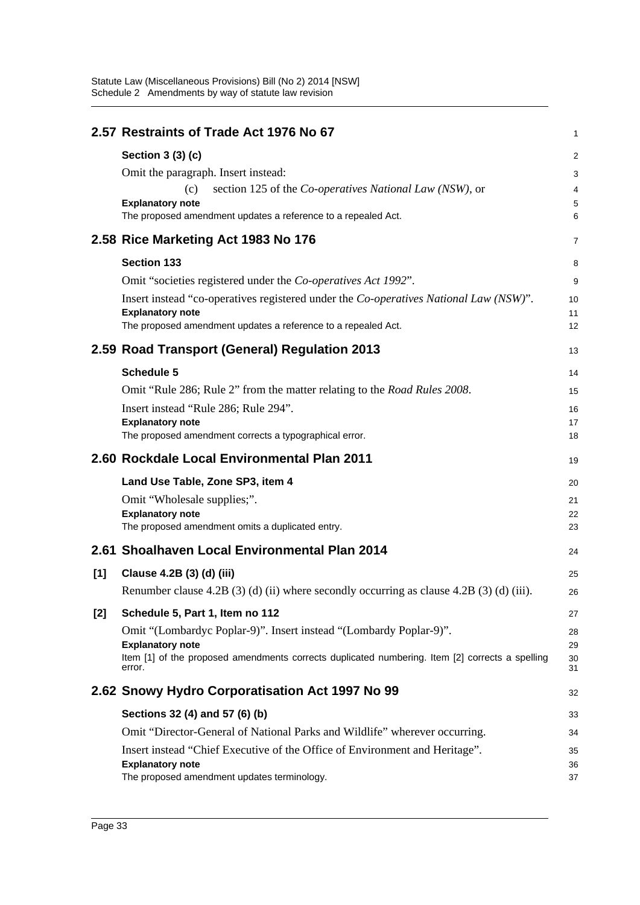## 2.57 Restraints of Trade Act 1976 No 67

**Section 3 (3) (c)**

Omit the paragraph. Insert instead:

(c) section 125 of the *Co-operatives National Law (NSW)*, or

**Explanatory note**

The proposed amendment updates a reference to a repealed Act.

## 2.58 Rice Marketing Act 1983 No 176

**Section 133**

Omit "societies registered under the *Co-operatives Act 1992*".

Insert instead "co-operatives registered under the *Co-operatives National Law (NSW)*".

**Explanatory note**

The proposed amendment updates a reference to a repealed Act.

## 2.59 Road Transport (General) Regulation 2013

**Schedule 5**

Omit "Rule 286; Rule 2" from the matter relating to the *Road Rules 2008*.

Insert instead "Rule 286; Rule 294".

**Explanatory note**

The proposed amendment corrects a typographical error.

## 2.60 Rockdale Local Environmental Plan 2011

**Land Use Table, Zone SP3, item 4**

Omit "Wholesale supplies;".

**Explanatory note**

The proposed amendment omits a duplicated entry.

## 2.61 Shoalhaven Local Environmental Plan 2014

**[1] Clause 4.2B (3) (d) (iii)**

Renumber clause 4.2B (3) (d) (ii) where secondly occurring as clause 4.2B (3) (d) (iii).

**[2] Schedule 5, Part 1, Item no 112**

Omit "(Lombardyc Poplar-9)". Insert instead "(Lombardy Poplar-9)".

**Explanatory note**

Item [1] of the proposed amendments corrects duplicated numbering. Item [2] corrects a spelling error.

## 2.62 Snowy Hydro Corporatisation Act 1997 No 99

**Sections 32 (4) and 57 (6) (b)**

Omit "Director-General of National Parks and Wildlife" wherever occurring.

Insert instead "Chief Executive of the Office of Environment and Heritage".

**Explanatory note**

The proposed amendment updates terminology.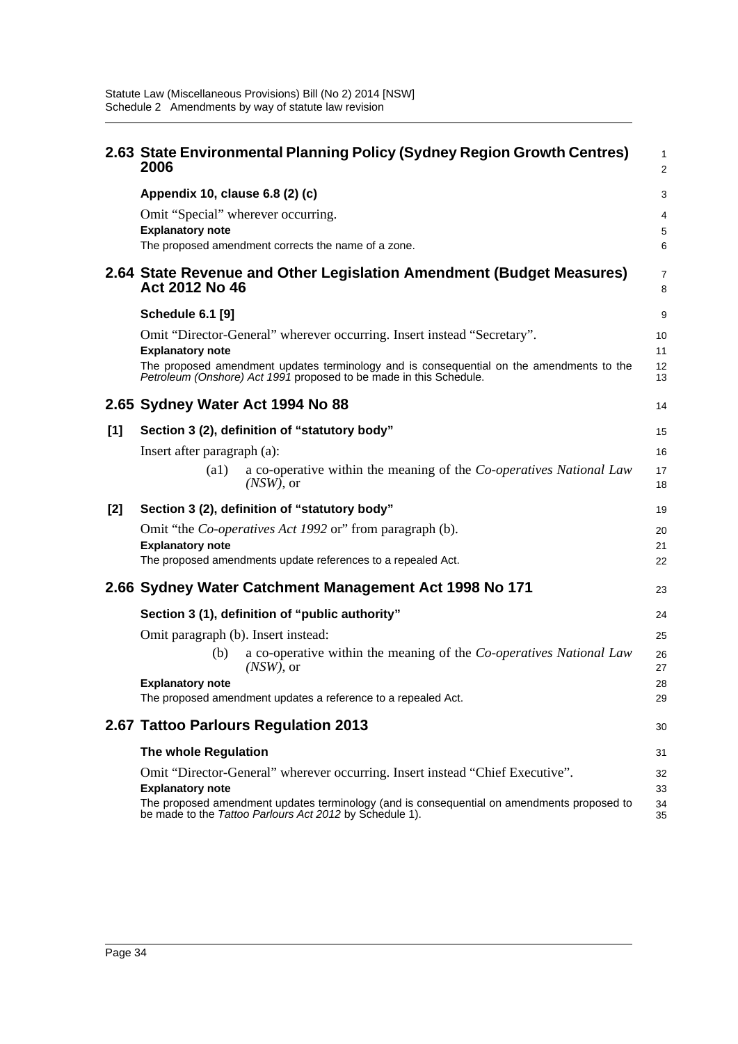## 2.63 State Environmental Planning Policy (Sydney Region Growth Centres) 2006

**Appendix 10, clause 6.8 (2) (c)**

Omit "Special" wherever occurring.

**Explanatory note**

The proposed amendment corrects the name of a zone.

## 2.64 State Revenue and Other Legislation Amendment (Budget Measures) Act 2012 No 46

**Schedule 6.1 [9]**

Omit "Director-General" wherever occurring. Insert instead "Secretary".

**Explanatory note**

The proposed amendment updates terminology and is consequential on the amendments to the *Petroleum (Onshore) Act 1991* proposed to be made in this Schedule.

## 2.65 Sydney Water Act 1994 No 88

**[1] Section 3 (2), definition of "statutory body"**

Insert after paragraph (a):

(a1) a co-operative within the meaning of the *Co-operatives National Law (NSW)*, or

**[2] Section 3 (2), definition of "statutory body"**

Omit "the *Co-operatives Act 1992* or" from paragraph (b).

**Explanatory note**

The proposed amendments update references to a repealed Act.

## 2.66 Sydney Water Catchment Management Act 1998 No 171

**Section 3 (1), definition of "public authority"**

Omit paragraph (b). Insert instead:

(b) a co-operative within the meaning of the *Co-operatives National Law (NSW)*, or

**Explanatory note**

The proposed amendment updates a reference to a repealed Act.

## 2.67 Tattoo Parlours Regulation 2013

**The whole Regulation**

Omit "Director-General" wherever occurring. Insert instead "Chief Executive".

**Explanatory note**

The proposed amendment updates terminology (and is consequential on amendments proposed to be made to the *Tattoo Parlours Act 2012* by Schedule 1).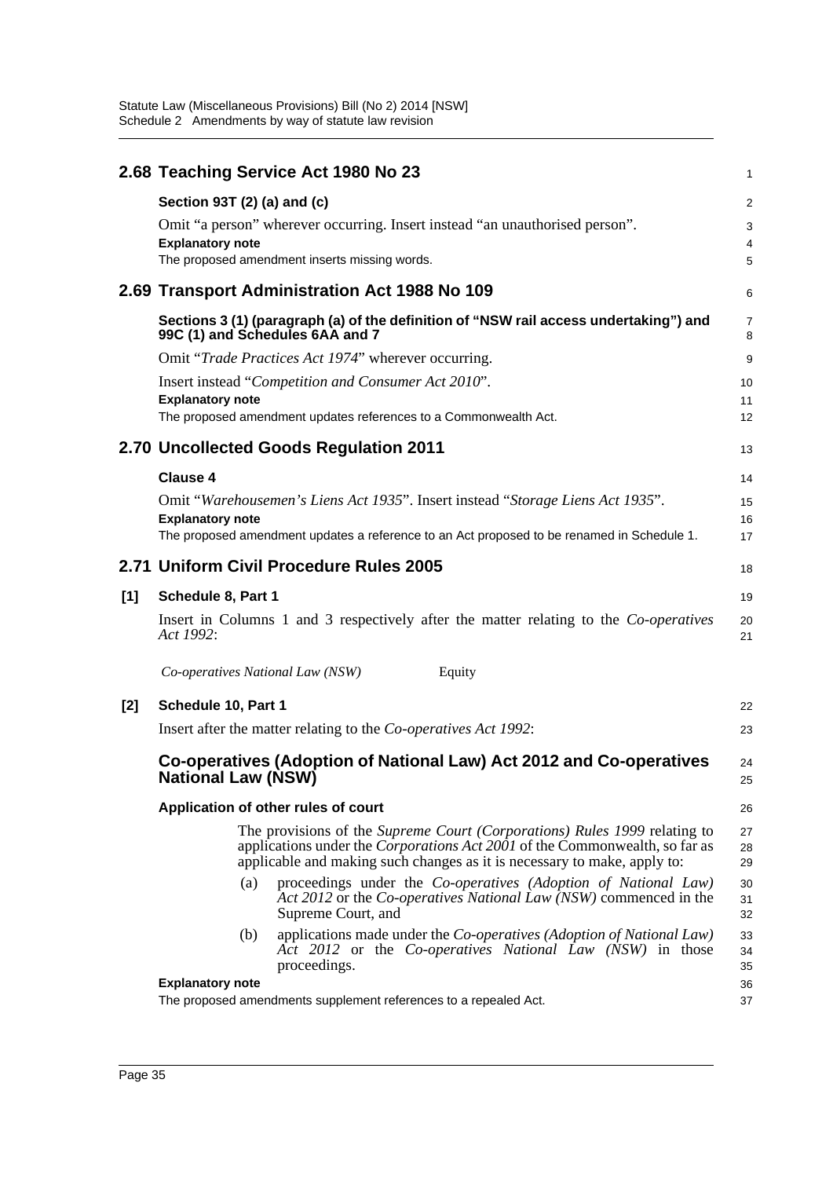## 2.68 Teaching Service Act 1980 No 23

**Section 93T (2) (a) and (c)**

Omit “a person” wherever occurring. Insert instead “an unauthorised person”.

**Explanatory note**

The proposed amendment inserts missing words.

## 2.69 Transport Administration Act 1988 No 109

**Sections 3 (1) (paragraph (a) of the definition of “NSW rail access undertaking”) and 99C (1) and Schedules 6AA and 7**

Omit “*Trade Practices Act 1974*” wherever occurring.

Insert instead “*Competition and Consumer Act 2010*”.

**Explanatory note**

The proposed amendment updates references to a Commonwealth Act.

## 2.70 Uncollected Goods Regulation 2011

**Clause 4**

Omit “*Warehousemen’s Liens Act 1935*”. Insert instead “*Storage Liens Act 1935*”.

**Explanatory note**

The proposed amendment updates a reference to an Act proposed to be renamed in Schedule 1.

## 2.71 Uniform Civil Procedure Rules 2005

**[1] Schedule 8, Part 1**

Insert in Columns 1 and 3 respectively after the matter relating to the *Co-operatives Act 1992*:

| | |
|---|---|
| *Co-operatives National Law (NSW)* | Equity |

**[2] Schedule 10, Part 1**

Insert after the matter relating to the *Co-operatives Act 1992*:

### Co-operatives (Adoption of National Law) Act 2012 and Co-operatives National Law (NSW)

**Application of other rules of court**

The provisions of the *Supreme Court (Corporations) Rules 1999* relating to applications under the *Corporations Act 2001* of the Commonwealth, so far as applicable and making such changes as it is necessary to make, apply to:

(a) proceedings under the *Co-operatives (Adoption of National Law) Act 2012* or the *Co-operatives National Law (NSW)* commenced in the Supreme Court, and

(b) applications made under the *Co-operatives (Adoption of National Law) Act 2012* or the *Co-operatives National Law (NSW)* in those proceedings.

**Explanatory note**

The proposed amendments supplement references to a repealed Act.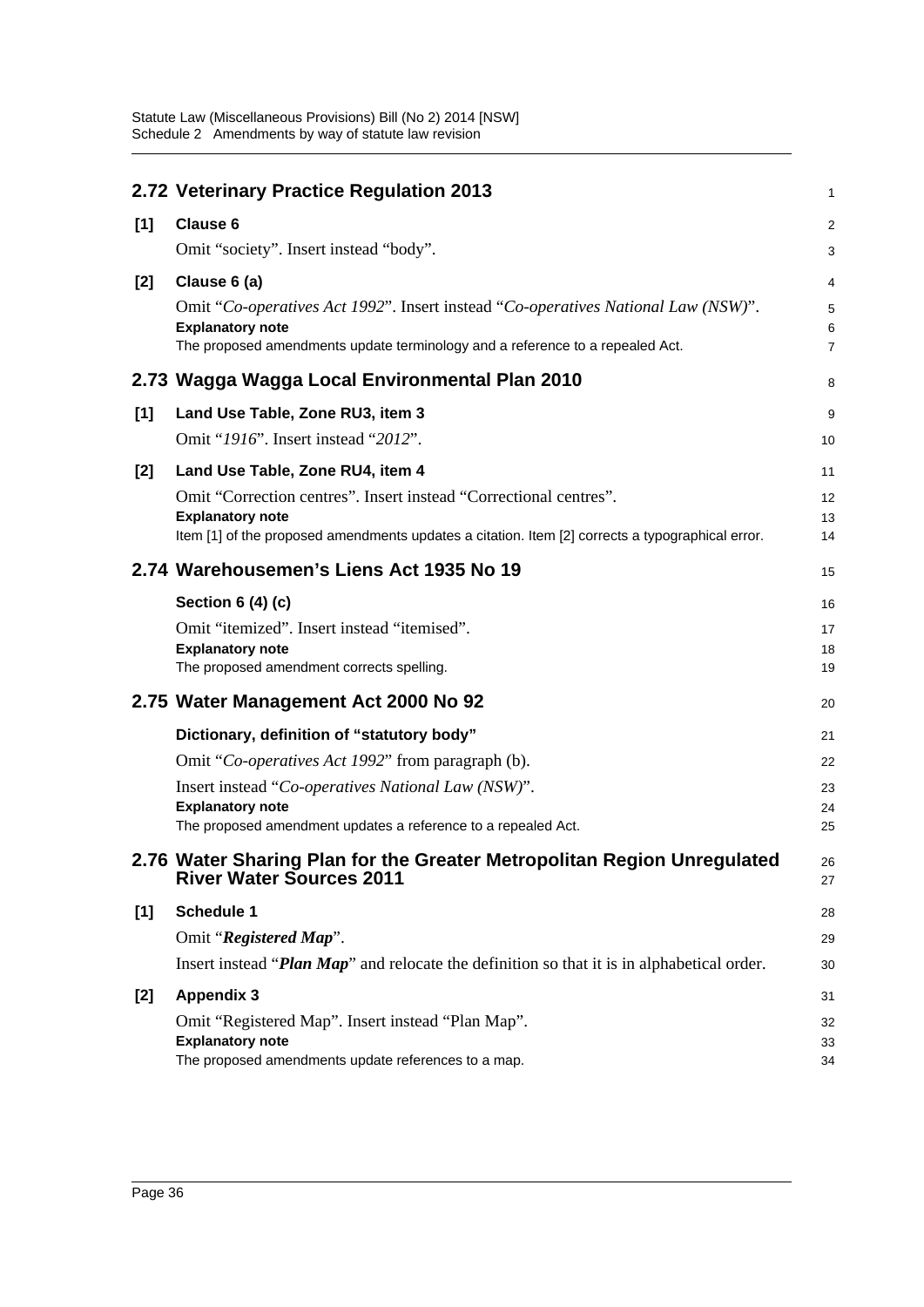## 2.72 Veterinary Practice Regulation 2013

**[1] Clause 6**

Omit "society". Insert instead "body".

**[2] Clause 6 (a)**

Omit "*Co-operatives Act 1992*". Insert instead "*Co-operatives National Law (NSW)*".

**Explanatory note**

The proposed amendments update terminology and a reference to a repealed Act.

## 2.73 Wagga Wagga Local Environmental Plan 2010

**[1] Land Use Table, Zone RU3, item 3**

Omit "*1916*". Insert instead "*2012*".

**[2] Land Use Table, Zone RU4, item 4**

Omit "Correction centres". Insert instead "Correctional centres".

**Explanatory note**

Item [1] of the proposed amendments updates a citation. Item [2] corrects a typographical error.

## 2.74 Warehousemen's Liens Act 1935 No 19

**Section 6 (4) (c)**

Omit "itemized". Insert instead "itemised".

**Explanatory note**

The proposed amendment corrects spelling.

## 2.75 Water Management Act 2000 No 92

**Dictionary, definition of "statutory body"**

Omit "*Co-operatives Act 1992*" from paragraph (b).

Insert instead "*Co-operatives National Law (NSW)*".

**Explanatory note**

The proposed amendment updates a reference to a repealed Act.

## 2.76 Water Sharing Plan for the Greater Metropolitan Region Unregulated River Water Sources 2011

**[1] Schedule 1**

Omit "***Registered Map***".

Insert instead "***Plan Map***" and relocate the definition so that it is in alphabetical order.

**[2] Appendix 3**

Omit "Registered Map". Insert instead "Plan Map".

**Explanatory note**

The proposed amendments update references to a map.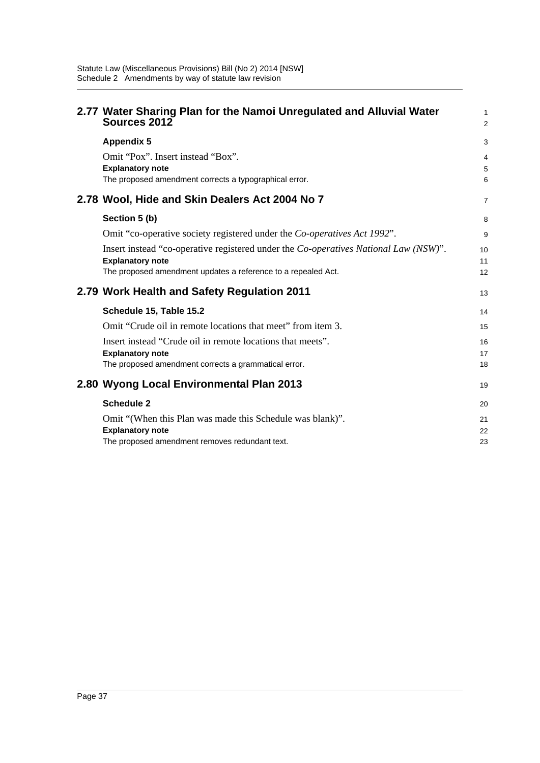## 2.77 Water Sharing Plan for the Namoi Unregulated and Alluvial Water Sources 2012

**Appendix 5**

Omit “Pox”. Insert instead “Box”.

**Explanatory note**

The proposed amendment corrects a typographical error.

## 2.78 Wool, Hide and Skin Dealers Act 2004 No 7

**Section 5 (b)**

Omit “co-operative society registered under the *Co-operatives Act 1992*”.

Insert instead “co-operative registered under the *Co-operatives National Law (NSW)*”.

**Explanatory note**

The proposed amendment updates a reference to a repealed Act.

## 2.79 Work Health and Safety Regulation 2011

**Schedule 15, Table 15.2**

Omit “Crude oil in remote locations that meet” from item 3.

Insert instead “Crude oil in remote locations that meets”.

**Explanatory note**

The proposed amendment corrects a grammatical error.

## 2.80 Wyong Local Environmental Plan 2013

**Schedule 2**

Omit “(When this Plan was made this Schedule was blank)”.

**Explanatory note**

The proposed amendment removes redundant text.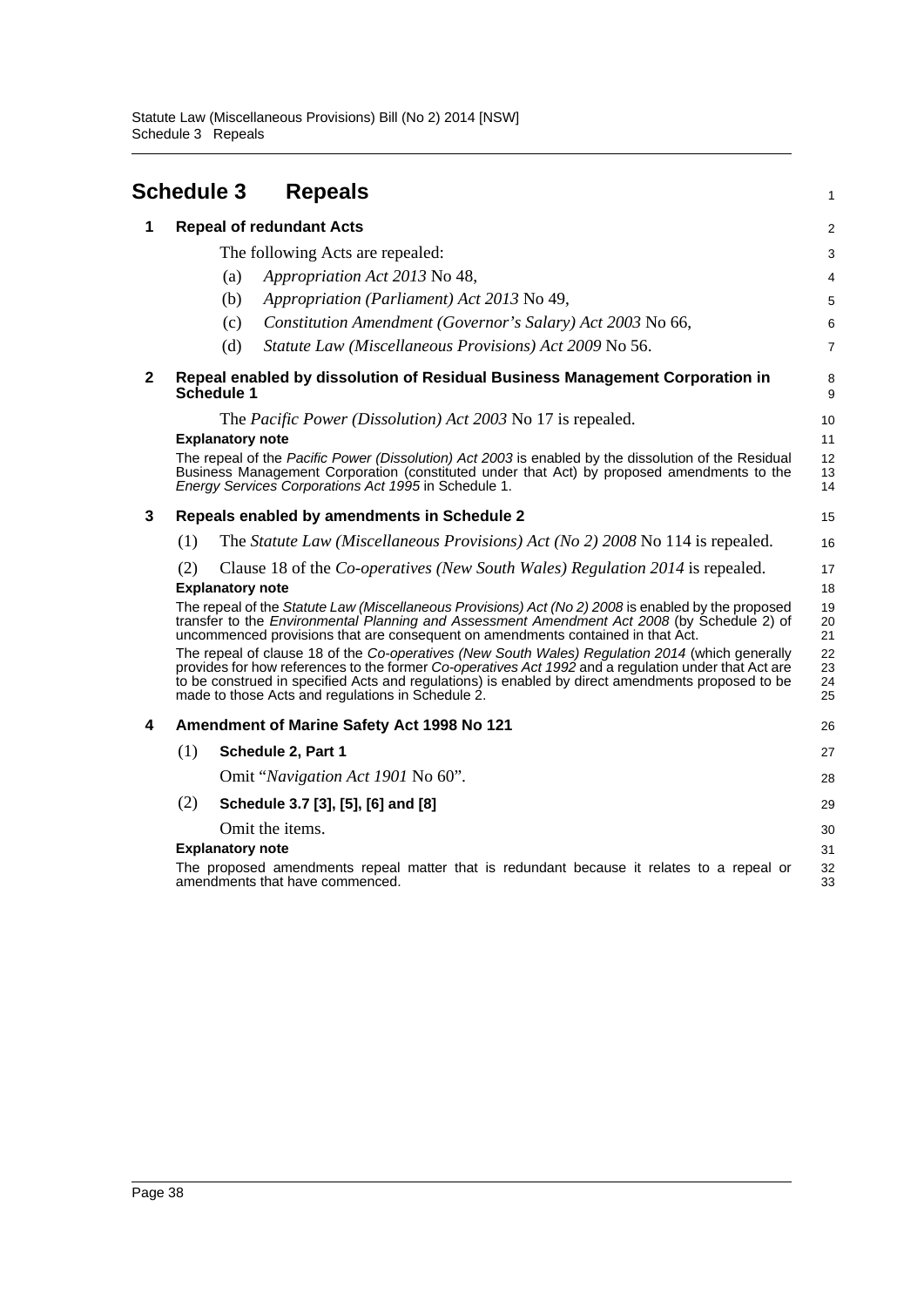# Schedule 3 Repeals

## 1 Repeal of redundant Acts

The following Acts are repealed:

(a) *Appropriation Act 2013* No 48,

(b) *Appropriation (Parliament) Act 2013* No 49,

(c) *Constitution Amendment (Governor's Salary) Act 2003* No 66,

(d) *Statute Law (Miscellaneous Provisions) Act 2009* No 56.

## 2 Repeal enabled by dissolution of Residual Business Management Corporation in Schedule 1

The *Pacific Power (Dissolution) Act 2003* No 17 is repealed.

**Explanatory note**

The repeal of the *Pacific Power (Dissolution) Act 2003* is enabled by the dissolution of the Residual Business Management Corporation (constituted under that Act) by proposed amendments to the *Energy Services Corporations Act 1995* in Schedule 1.

## 3 Repeals enabled by amendments in Schedule 2

(1) The *Statute Law (Miscellaneous Provisions) Act (No 2) 2008* No 114 is repealed.

(2) Clause 18 of the *Co-operatives (New South Wales) Regulation 2014* is repealed.

**Explanatory note**

The repeal of the *Statute Law (Miscellaneous Provisions) Act (No 2) 2008* is enabled by the proposed transfer to the *Environmental Planning and Assessment Amendment Act 2008* (by Schedule 2) of uncommenced provisions that are consequent on amendments contained in that Act.

The repeal of clause 18 of the *Co-operatives (New South Wales) Regulation 2014* (which generally provides for how references to the former *Co-operatives Act 1992* and a regulation under that Act are to be construed in specified Acts and regulations) is enabled by direct amendments proposed to be made to those Acts and regulations in Schedule 2.

## 4 Amendment of Marine Safety Act 1998 No 121

(1) **Schedule 2, Part 1**

Omit "*Navigation Act 1901* No 60".

(2) **Schedule 3.7 [3], [5], [6] and [8]**

Omit the items.

**Explanatory note**

The proposed amendments repeal matter that is redundant because it relates to a repeal or amendments that have commenced.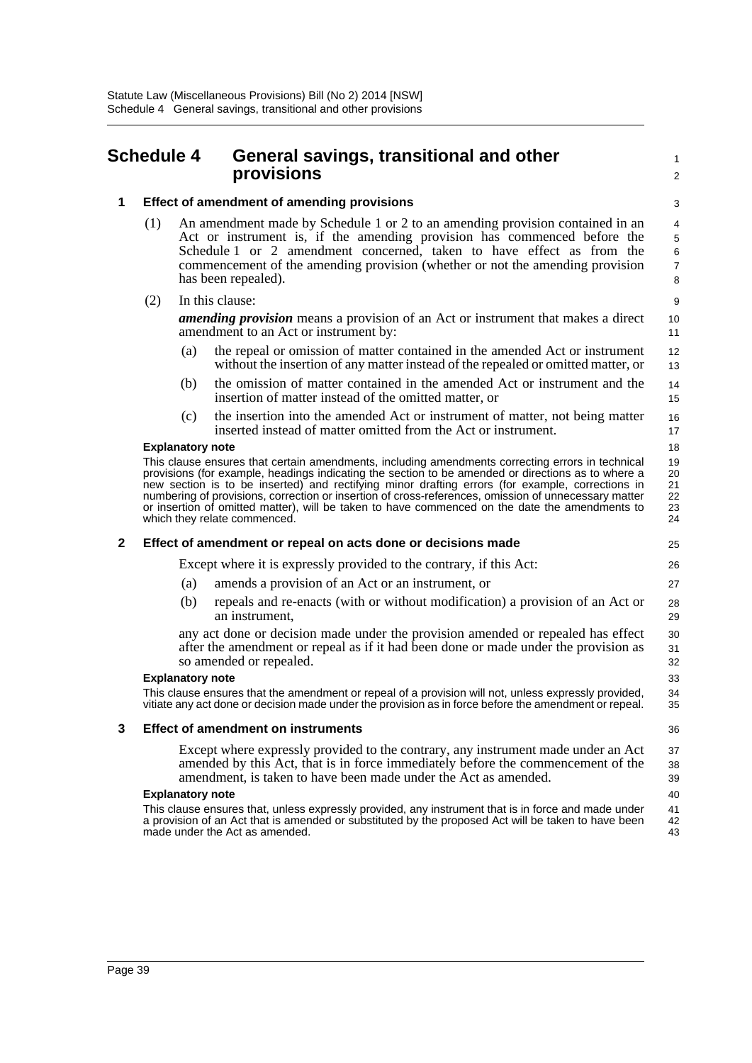# Schedule 4 General savings, transitional and other provisions

## 1 Effect of amendment of amending provisions

(1) An amendment made by Schedule 1 or 2 to an amending provision contained in an Act or instrument is, if the amending provision has commenced before the Schedule 1 or 2 amendment concerned, taken to have effect as from the commencement of the amending provision (whether or not the amending provision has been repealed).

(2) In this clause:

***amending provision*** means a provision of an Act or instrument that makes a direct amendment to an Act or instrument by:

(a) the repeal or omission of matter contained in the amended Act or instrument without the insertion of any matter instead of the repealed or omitted matter, or

(b) the omission of matter contained in the amended Act or instrument and the insertion of matter instead of the omitted matter, or

(c) the insertion into the amended Act or instrument of matter, not being matter inserted instead of matter omitted from the Act or instrument.

**Explanatory note**

This clause ensures that certain amendments, including amendments correcting errors in technical provisions (for example, headings indicating the section to be amended or directions as to where a new section is to be inserted) and rectifying minor drafting errors (for example, corrections in numbering of provisions, correction or insertion of cross-references, omission of unnecessary matter or insertion of omitted matter), will be taken to have commenced on the date the amendments to which they relate commenced.

## 2 Effect of amendment or repeal on acts done or decisions made

Except where it is expressly provided to the contrary, if this Act:

(a) amends a provision of an Act or an instrument, or

(b) repeals and re-enacts (with or without modification) a provision of an Act or an instrument,

any act done or decision made under the provision amended or repealed has effect after the amendment or repeal as if it had been done or made under the provision as so amended or repealed.

**Explanatory note**

This clause ensures that the amendment or repeal of a provision will not, unless expressly provided, vitiate any act done or decision made under the provision as in force before the amendment or repeal.

## 3 Effect of amendment on instruments

Except where expressly provided to the contrary, any instrument made under an Act amended by this Act, that is in force immediately before the commencement of the amendment, is taken to have been made under the Act as amended.

**Explanatory note**

This clause ensures that, unless expressly provided, any instrument that is in force and made under a provision of an Act that is amended or substituted by the proposed Act will be taken to have been made under the Act as amended.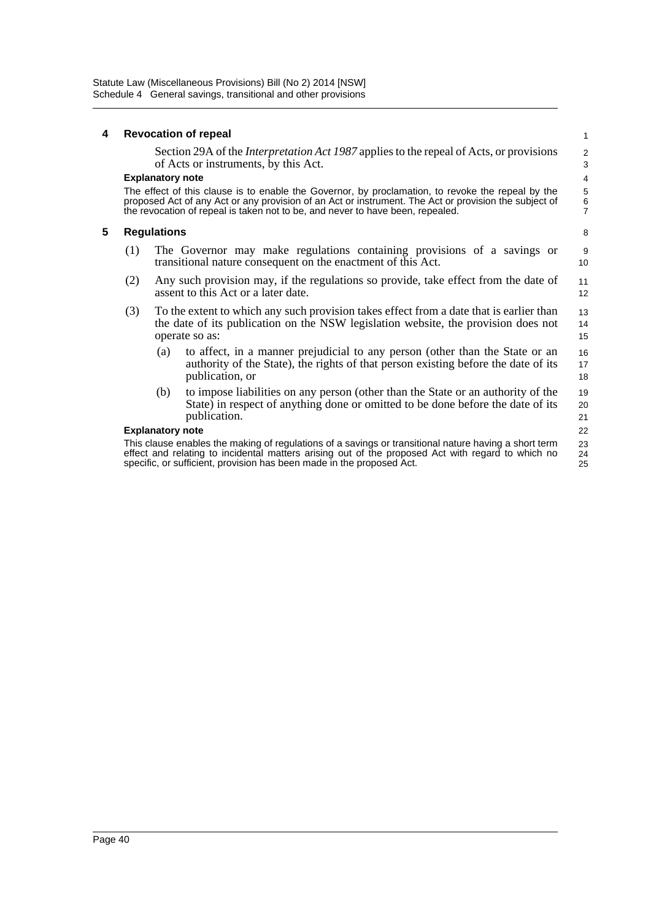## 4 Revocation of repeal

Section 29A of the *Interpretation Act 1987* applies to the repeal of Acts, or provisions of Acts or instruments, by this Act.

**Explanatory note**

The effect of this clause is to enable the Governor, by proclamation, to revoke the repeal by the proposed Act of any Act or any provision of an Act or instrument. The Act or provision the subject of the revocation of repeal is taken not to be, and never to have been, repealed.

## 5 Regulations

(1) The Governor may make regulations containing provisions of a savings or transitional nature consequent on the enactment of this Act.

(2) Any such provision may, if the regulations so provide, take effect from the date of assent to this Act or a later date.

(3) To the extent to which any such provision takes effect from a date that is earlier than the date of its publication on the NSW legislation website, the provision does not operate so as:

- (a) to affect, in a manner prejudicial to any person (other than the State or an authority of the State), the rights of that person existing before the date of its publication, or
- (b) to impose liabilities on any person (other than the State or an authority of the State) in respect of anything done or omitted to be done before the date of its publication.

**Explanatory note**

This clause enables the making of regulations of a savings or transitional nature having a short term effect and relating to incidental matters arising out of the proposed Act with regard to which no specific, or sufficient, provision has been made in the proposed Act.